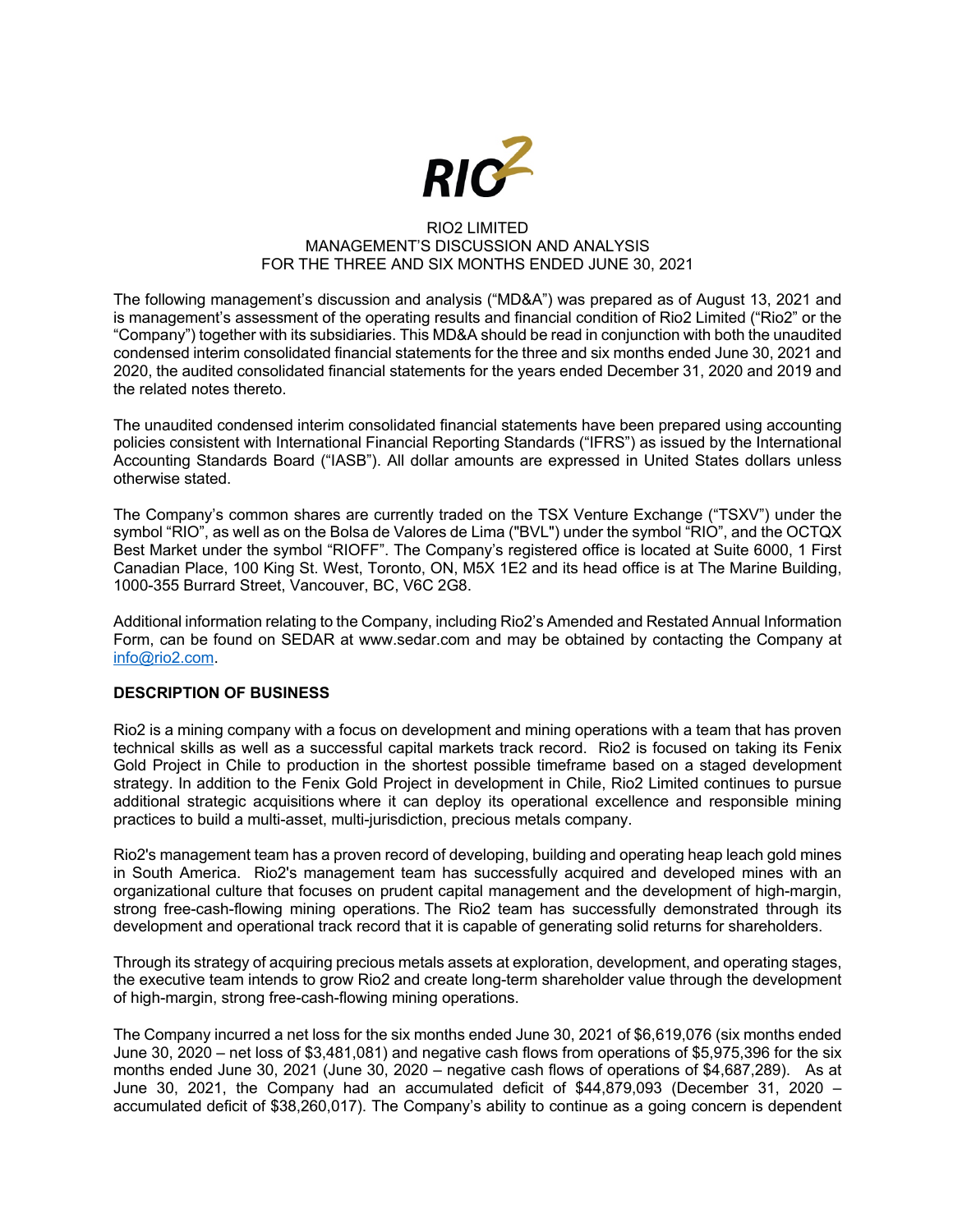RIO2 LIMITED
MANAGEMENT'S DISCUSSION AND ANALYSIS
FOR THE THREE AND SIX MONTHS ENDED JUNE 30, 2021

The following management's discussion and analysis ("MD&A") was prepared as of August 13, 2021 and is management's assessment of the operating results and financial condition of Rio2 Limited ("Rio2" or the "Company") together with its subsidiaries. This MD&A should be read in conjunction with both the unaudited condensed interim consolidated financial statements for the three and six months ended June 30, 2021 and 2020, the audited consolidated financial statements for the years ended December 31, 2020 and 2019 and the related notes thereto.

The unaudited condensed interim consolidated financial statements have been prepared using accounting policies consistent with International Financial Reporting Standards ("IFRS") as issued by the International Accounting Standards Board ("IASB"). All dollar amounts are expressed in United States dollars unless otherwise stated.

The Company's common shares are currently traded on the TSX Venture Exchange ("TSXV") under the symbol "RIO", as well as on the Bolsa de Valores de Lima ("BVL") under the symbol "RIO", and the OCTQX Best Market under the symbol "RIOFF". The Company's registered office is located at Suite 6000, 1 First Canadian Place, 100 King St. West, Toronto, ON, M5X 1E2 and its head office is at The Marine Building, 1000-355 Burrard Street, Vancouver, BC, V6C 2G8.

Additional information relating to the Company, including Rio2's Amended and Restated Annual Information Form, can be found on SEDAR at www.sedar.com and may be obtained by contacting the Company at info@rio2.com.

## DESCRIPTION OF BUSINESS

Rio2 is a mining company with a focus on development and mining operations with a team that has proven technical skills as well as a successful capital markets track record. Rio2 is focused on taking its Fenix Gold Project in Chile to production in the shortest possible timeframe based on a staged development strategy. In addition to the Fenix Gold Project in development in Chile, Rio2 Limited continues to pursue additional strategic acquisitions where it can deploy its operational excellence and responsible mining practices to build a multi-asset, multi-jurisdiction, precious metals company.

Rio2's management team has a proven record of developing, building and operating heap leach gold mines in South America. Rio2's management team has successfully acquired and developed mines with an organizational culture that focuses on prudent capital management and the development of high-margin, strong free-cash-flowing mining operations. The Rio2 team has successfully demonstrated through its development and operational track record that it is capable of generating solid returns for shareholders.

Through its strategy of acquiring precious metals assets at exploration, development, and operating stages, the executive team intends to grow Rio2 and create long-term shareholder value through the development of high-margin, strong free-cash-flowing mining operations.

The Company incurred a net loss for the six months ended June 30, 2021 of $6,619,076 (six months ended June 30, 2020 – net loss of $3,481,081) and negative cash flows from operations of $5,975,396 for the six months ended June 30, 2021 (June 30, 2020 – negative cash flows of operations of $4,687,289). As at June 30, 2021, the Company had an accumulated deficit of $44,879,093 (December 31, 2020 – accumulated deficit of $38,260,017). The Company's ability to continue as a going concern is dependent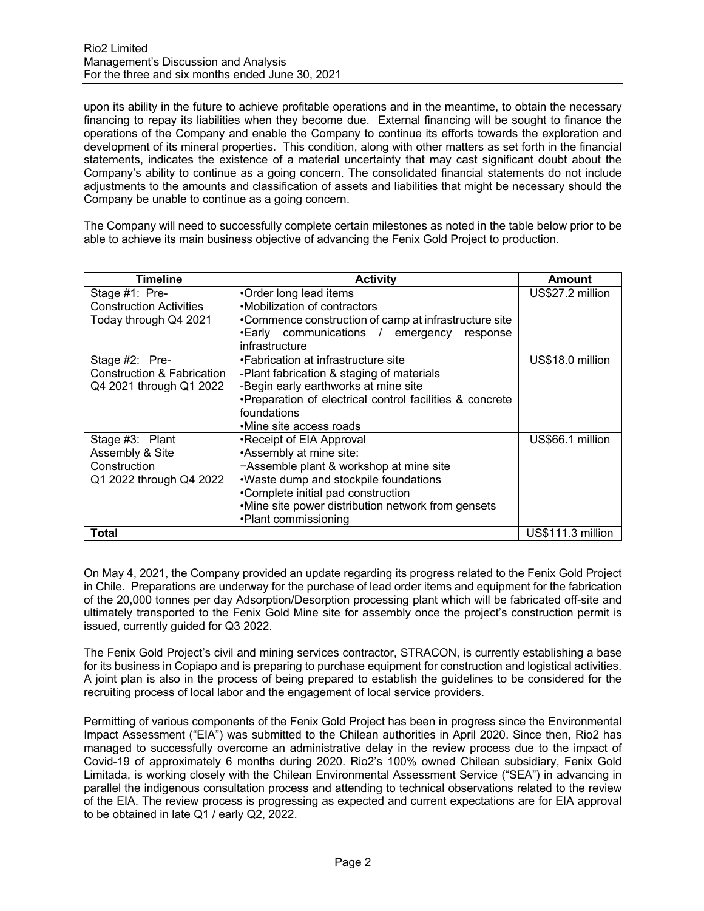upon its ability in the future to achieve profitable operations and in the meantime, to obtain the necessary financing to repay its liabilities when they become due. External financing will be sought to finance the operations of the Company and enable the Company to continue its efforts towards the exploration and development of its mineral properties. This condition, along with other matters as set forth in the financial statements, indicates the existence of a material uncertainty that may cast significant doubt about the Company's ability to continue as a going concern. The consolidated financial statements do not include adjustments to the amounts and classification of assets and liabilities that might be necessary should the Company be unable to continue as a going concern.

The Company will need to successfully complete certain milestones as noted in the table below prior to be able to achieve its main business objective of advancing the Fenix Gold Project to production.

| Timeline | Activity | Amount |
|---|---|---|
| Stage #1: Pre-Construction Activities<br>Today through Q4 2021 | •Order long lead items<br>•Mobilization of contractors<br>•Commence construction of camp at infrastructure site<br>•Early communications / emergency response infrastructure | US$27.2 million |
| Stage #2: Pre-Construction & Fabrication<br>Q4 2021 through Q1 2022 | •Fabrication at infrastructure site<br>-Plant fabrication & staging of materials<br>-Begin early earthworks at mine site<br>•Preparation of electrical control facilities & concrete foundations<br>•Mine site access roads | US$18.0 million |
| Stage #3: Plant Assembly & Site Construction<br>Q1 2022 through Q4 2022 | •Receipt of EIA Approval<br>•Assembly at mine site:<br>−Assemble plant & workshop at mine site<br>•Waste dump and stockpile foundations<br>•Complete initial pad construction<br>•Mine site power distribution network from gensets<br>•Plant commissioning | US$66.1 million |
| **Total** | | US$111.3 million |

On May 4, 2021, the Company provided an update regarding its progress related to the Fenix Gold Project in Chile. Preparations are underway for the purchase of lead order items and equipment for the fabrication of the 20,000 tonnes per day Adsorption/Desorption processing plant which will be fabricated off-site and ultimately transported to the Fenix Gold Mine site for assembly once the project's construction permit is issued, currently guided for Q3 2022.

The Fenix Gold Project's civil and mining services contractor, STRACON, is currently establishing a base for its business in Copiapo and is preparing to purchase equipment for construction and logistical activities. A joint plan is also in the process of being prepared to establish the guidelines to be considered for the recruiting process of local labor and the engagement of local service providers.

Permitting of various components of the Fenix Gold Project has been in progress since the Environmental Impact Assessment ("EIA") was submitted to the Chilean authorities in April 2020. Since then, Rio2 has managed to successfully overcome an administrative delay in the review process due to the impact of Covid-19 of approximately 6 months during 2020. Rio2's 100% owned Chilean subsidiary, Fenix Gold Limitada, is working closely with the Chilean Environmental Assessment Service ("SEA") in advancing in parallel the indigenous consultation process and attending to technical observations related to the review of the EIA. The review process is progressing as expected and current expectations are for EIA approval to be obtained in late Q1 / early Q2, 2022.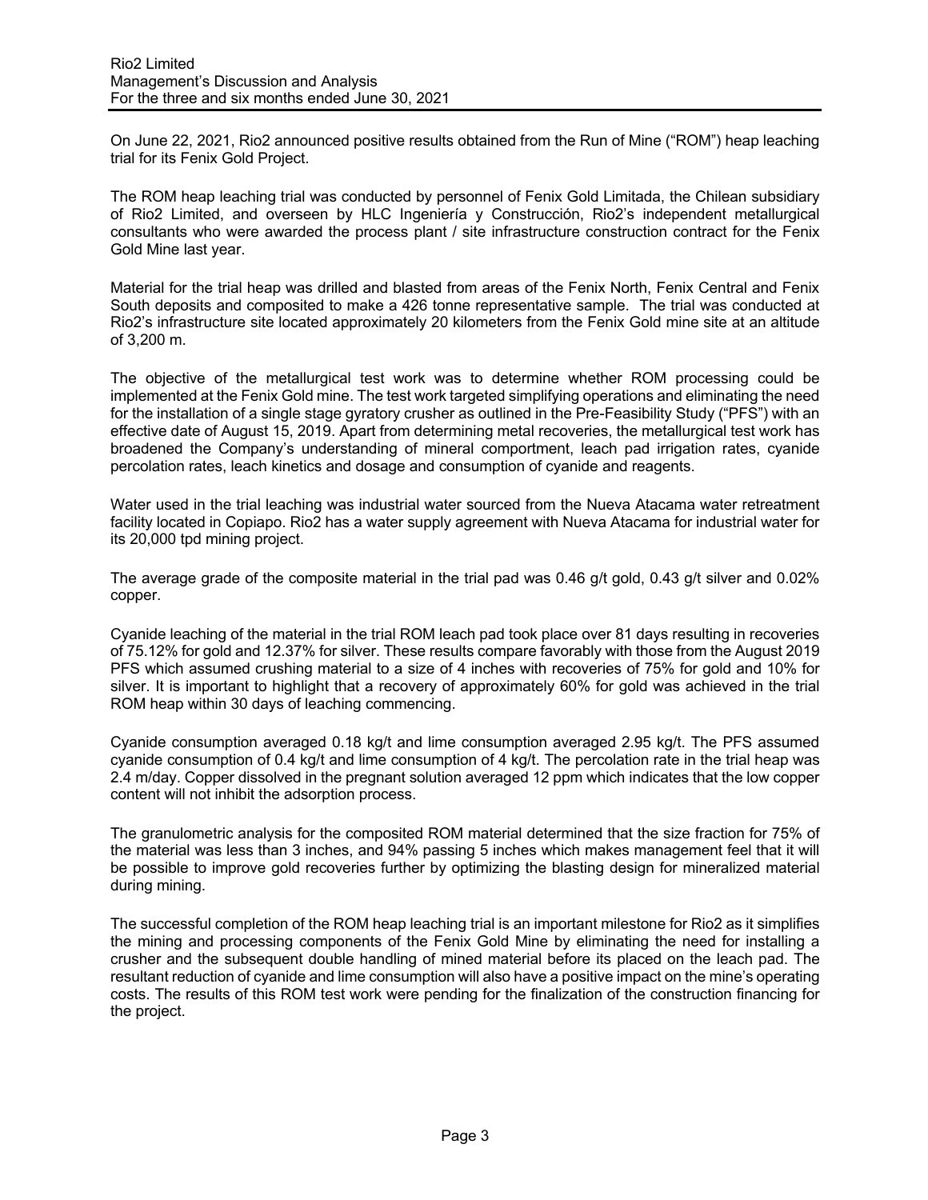On June 22, 2021, Rio2 announced positive results obtained from the Run of Mine ("ROM") heap leaching trial for its Fenix Gold Project.

The ROM heap leaching trial was conducted by personnel of Fenix Gold Limitada, the Chilean subsidiary of Rio2 Limited, and overseen by HLC Ingeniería y Construcción, Rio2's independent metallurgical consultants who were awarded the process plant / site infrastructure construction contract for the Fenix Gold Mine last year.

Material for the trial heap was drilled and blasted from areas of the Fenix North, Fenix Central and Fenix South deposits and composited to make a 426 tonne representative sample. The trial was conducted at Rio2's infrastructure site located approximately 20 kilometers from the Fenix Gold mine site at an altitude of 3,200 m.

The objective of the metallurgical test work was to determine whether ROM processing could be implemented at the Fenix Gold mine. The test work targeted simplifying operations and eliminating the need for the installation of a single stage gyratory crusher as outlined in the Pre-Feasibility Study ("PFS") with an effective date of August 15, 2019. Apart from determining metal recoveries, the metallurgical test work has broadened the Company's understanding of mineral comportment, leach pad irrigation rates, cyanide percolation rates, leach kinetics and dosage and consumption of cyanide and reagents.

Water used in the trial leaching was industrial water sourced from the Nueva Atacama water retreatment facility located in Copiapo. Rio2 has a water supply agreement with Nueva Atacama for industrial water for its 20,000 tpd mining project.

The average grade of the composite material in the trial pad was 0.46 g/t gold, 0.43 g/t silver and 0.02% copper.

Cyanide leaching of the material in the trial ROM leach pad took place over 81 days resulting in recoveries of 75.12% for gold and 12.37% for silver. These results compare favorably with those from the August 2019 PFS which assumed crushing material to a size of 4 inches with recoveries of 75% for gold and 10% for silver. It is important to highlight that a recovery of approximately 60% for gold was achieved in the trial ROM heap within 30 days of leaching commencing.

Cyanide consumption averaged 0.18 kg/t and lime consumption averaged 2.95 kg/t. The PFS assumed cyanide consumption of 0.4 kg/t and lime consumption of 4 kg/t. The percolation rate in the trial heap was 2.4 m/day. Copper dissolved in the pregnant solution averaged 12 ppm which indicates that the low copper content will not inhibit the adsorption process.

The granulometric analysis for the composited ROM material determined that the size fraction for 75% of the material was less than 3 inches, and 94% passing 5 inches which makes management feel that it will be possible to improve gold recoveries further by optimizing the blasting design for mineralized material during mining.

The successful completion of the ROM heap leaching trial is an important milestone for Rio2 as it simplifies the mining and processing components of the Fenix Gold Mine by eliminating the need for installing a crusher and the subsequent double handling of mined material before its placed on the leach pad. The resultant reduction of cyanide and lime consumption will also have a positive impact on the mine's operating costs. The results of this ROM test work were pending for the finalization of the construction financing for the project.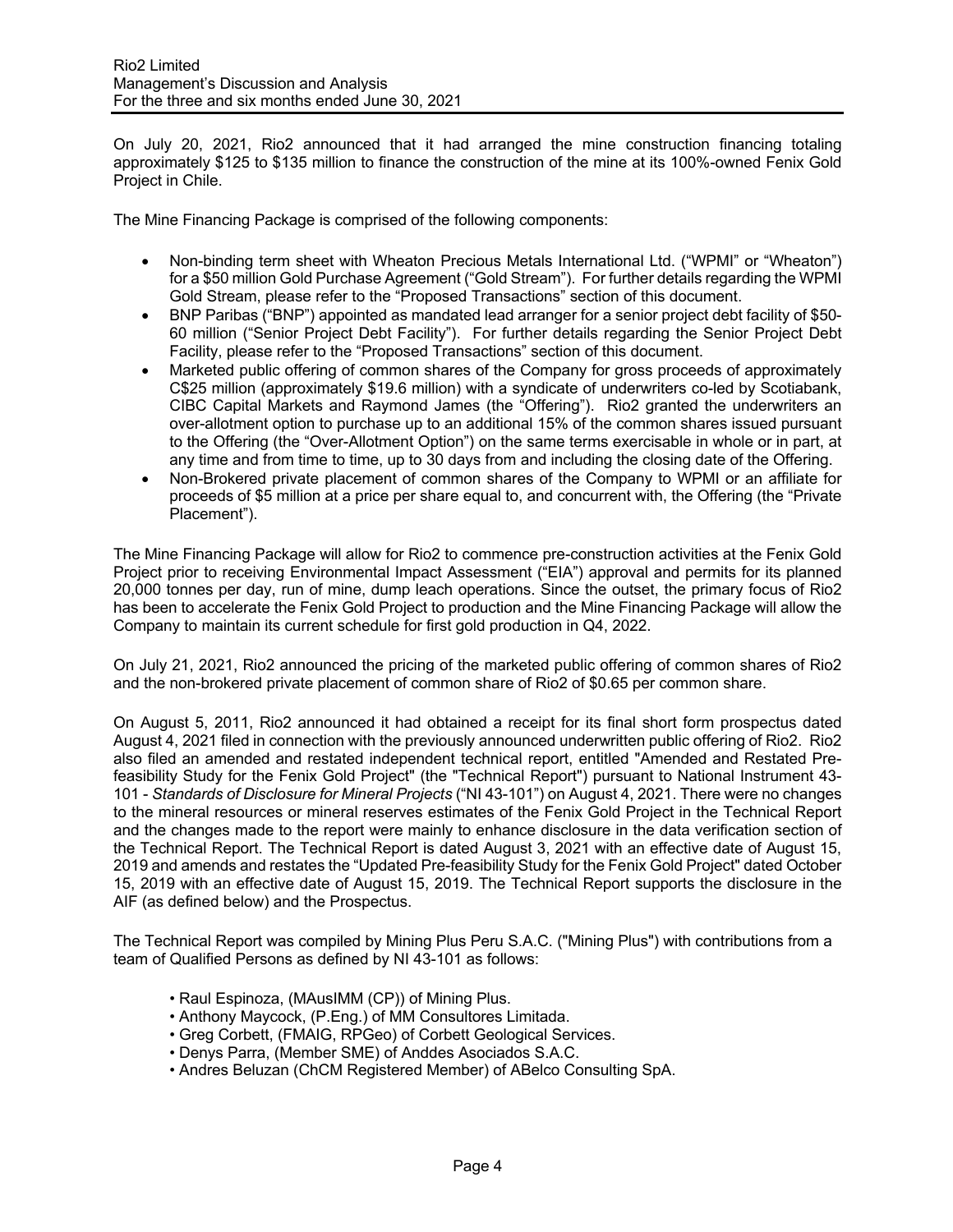On July 20, 2021, Rio2 announced that it had arranged the mine construction financing totaling approximately $125 to $135 million to finance the construction of the mine at its 100%-owned Fenix Gold Project in Chile.

The Mine Financing Package is comprised of the following components:

- Non-binding term sheet with Wheaton Precious Metals International Ltd. ("WPMI" or "Wheaton") for a $50 million Gold Purchase Agreement ("Gold Stream"). For further details regarding the WPMI Gold Stream, please refer to the "Proposed Transactions" section of this document.
- BNP Paribas ("BNP") appointed as mandated lead arranger for a senior project debt facility of $50-60 million ("Senior Project Debt Facility"). For further details regarding the Senior Project Debt Facility, please refer to the "Proposed Transactions" section of this document.
- Marketed public offering of common shares of the Company for gross proceeds of approximately C$25 million (approximately $19.6 million) with a syndicate of underwriters co-led by Scotiabank, CIBC Capital Markets and Raymond James (the "Offering"). Rio2 granted the underwriters an over-allotment option to purchase up to an additional 15% of the common shares issued pursuant to the Offering (the "Over-Allotment Option") on the same terms exercisable in whole or in part, at any time and from time to time, up to 30 days from and including the closing date of the Offering.
- Non-Brokered private placement of common shares of the Company to WPMI or an affiliate for proceeds of $5 million at a price per share equal to, and concurrent with, the Offering (the "Private Placement").

The Mine Financing Package will allow for Rio2 to commence pre-construction activities at the Fenix Gold Project prior to receiving Environmental Impact Assessment ("EIA") approval and permits for its planned 20,000 tonnes per day, run of mine, dump leach operations. Since the outset, the primary focus of Rio2 has been to accelerate the Fenix Gold Project to production and the Mine Financing Package will allow the Company to maintain its current schedule for first gold production in Q4, 2022.

On July 21, 2021, Rio2 announced the pricing of the marketed public offering of common shares of Rio2 and the non-brokered private placement of common share of Rio2 of $0.65 per common share.

On August 5, 2011, Rio2 announced it had obtained a receipt for its final short form prospectus dated August 4, 2021 filed in connection with the previously announced underwritten public offering of Rio2. Rio2 also filed an amended and restated independent technical report, entitled "Amended and Restated Pre-feasibility Study for the Fenix Gold Project" (the "Technical Report") pursuant to National Instrument 43-101 - *Standards of Disclosure for Mineral Projects* ("NI 43-101") on August 4, 2021. There were no changes to the mineral resources or mineral reserves estimates of the Fenix Gold Project in the Technical Report and the changes made to the report were mainly to enhance disclosure in the data verification section of the Technical Report. The Technical Report is dated August 3, 2021 with an effective date of August 15, 2019 and amends and restates the "Updated Pre-feasibility Study for the Fenix Gold Project" dated October 15, 2019 with an effective date of August 15, 2019. The Technical Report supports the disclosure in the AIF (as defined below) and the Prospectus.

The Technical Report was compiled by Mining Plus Peru S.A.C. ("Mining Plus") with contributions from a team of Qualified Persons as defined by NI 43-101 as follows:

- Raul Espinoza, (MAusIMM (CP)) of Mining Plus.
- Anthony Maycock, (P.Eng.) of MM Consultores Limitada.
- Greg Corbett, (FMAIG, RPGeo) of Corbett Geological Services.
- Denys Parra, (Member SME) of Anddes Asociados S.A.C.
- Andres Beluzan (ChCM Registered Member) of ABelco Consulting SpA.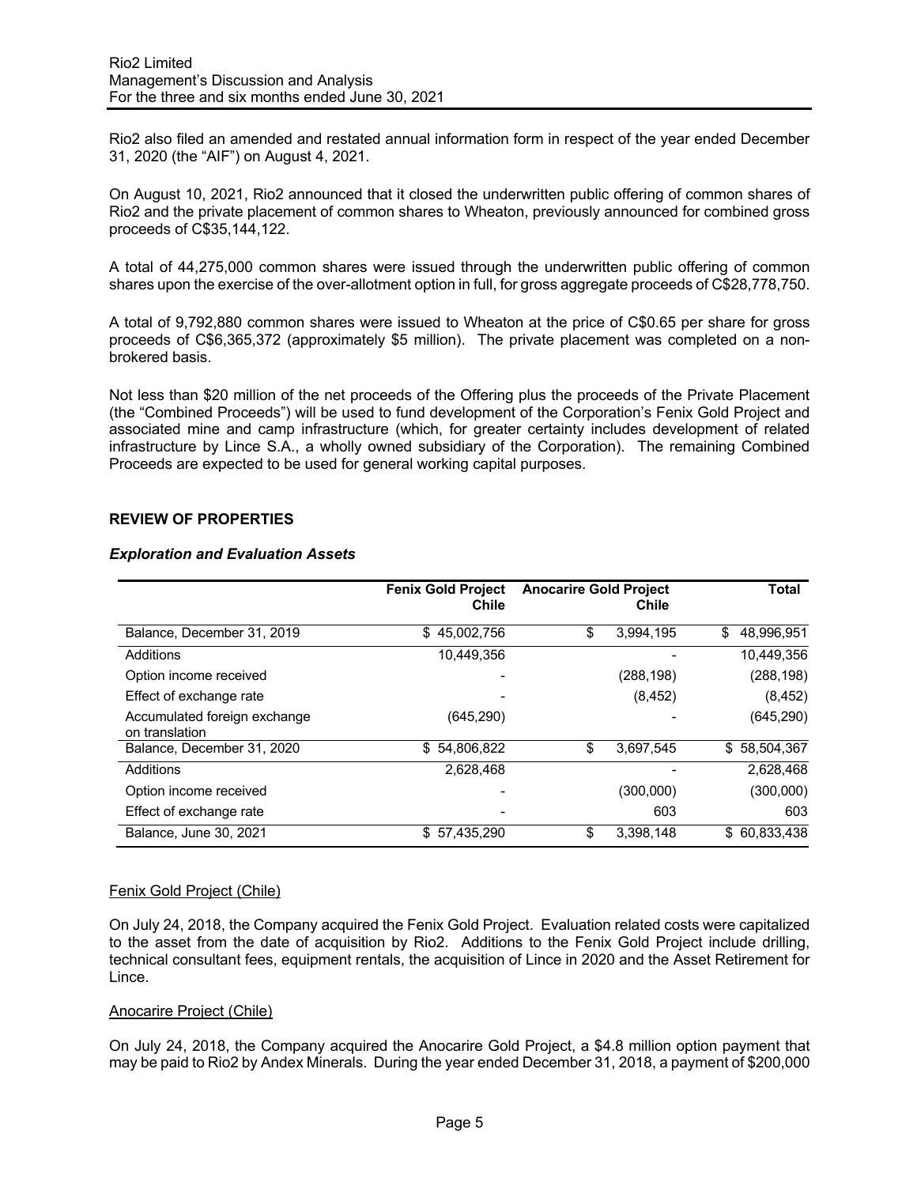Rio2 also filed an amended and restated annual information form in respect of the year ended December 31, 2020 (the "AIF") on August 4, 2021.

On August 10, 2021, Rio2 announced that it closed the underwritten public offering of common shares of Rio2 and the private placement of common shares to Wheaton, previously announced for combined gross proceeds of C$35,144,122.

A total of 44,275,000 common shares were issued through the underwritten public offering of common shares upon the exercise of the over-allotment option in full, for gross aggregate proceeds of C$28,778,750.

A total of 9,792,880 common shares were issued to Wheaton at the price of C$0.65 per share for gross proceeds of C$6,365,372 (approximately $5 million). The private placement was completed on a non-brokered basis.

Not less than $20 million of the net proceeds of the Offering plus the proceeds of the Private Placement (the "Combined Proceeds") will be used to fund development of the Corporation's Fenix Gold Project and associated mine and camp infrastructure (which, for greater certainty includes development of related infrastructure by Lince S.A., a wholly owned subsidiary of the Corporation). The remaining Combined Proceeds are expected to be used for general working capital purposes.

## REVIEW OF PROPERTIES

### *Exploration and Evaluation Assets*

| | Fenix Gold Project Chile | Anocarire Gold Project Chile | Total |
|---|---|---|---|
| Balance, December 31, 2019 | $ 45,002,756 | $ 3,994,195 | $ 48,996,951 |
| Additions | 10,449,356 | - | 10,449,356 |
| Option income received | - | (288,198) | (288,198) |
| Effect of exchange rate | - | (8,452) | (8,452) |
| Accumulated foreign exchange on translation | (645,290) | - | (645,290) |
| Balance, December 31, 2020 | $ 54,806,822 | $ 3,697,545 | $ 58,504,367 |
| Additions | 2,628,468 | - | 2,628,468 |
| Option income received | - | (300,000) | (300,000) |
| Effect of exchange rate | - | 603 | 603 |
| Balance, June 30, 2021 | $ 57,435,290 | $ 3,398,148 | $ 60,833,438 |

Fenix Gold Project (Chile)

On July 24, 2018, the Company acquired the Fenix Gold Project. Evaluation related costs were capitalized to the asset from the date of acquisition by Rio2. Additions to the Fenix Gold Project include drilling, technical consultant fees, equipment rentals, the acquisition of Lince in 2020 and the Asset Retirement for Lince.

Anocarire Project (Chile)

On July 24, 2018, the Company acquired the Anocarire Gold Project, a $4.8 million option payment that may be paid to Rio2 by Andex Minerals. During the year ended December 31, 2018, a payment of $200,000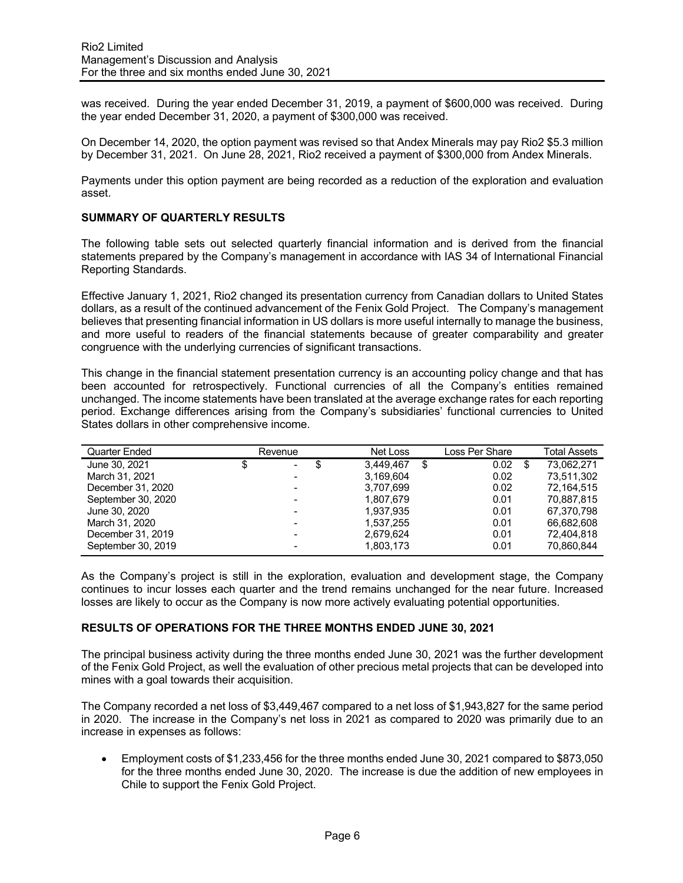was received. During the year ended December 31, 2019, a payment of $600,000 was received. During the year ended December 31, 2020, a payment of $300,000 was received.

On December 14, 2020, the option payment was revised so that Andex Minerals may pay Rio2 $5.3 million by December 31, 2021. On June 28, 2021, Rio2 received a payment of $300,000 from Andex Minerals.

Payments under this option payment are being recorded as a reduction of the exploration and evaluation asset.

## SUMMARY OF QUARTERLY RESULTS

The following table sets out selected quarterly financial information and is derived from the financial statements prepared by the Company's management in accordance with IAS 34 of International Financial Reporting Standards.

Effective January 1, 2021, Rio2 changed its presentation currency from Canadian dollars to United States dollars, as a result of the continued advancement of the Fenix Gold Project. The Company's management believes that presenting financial information in US dollars is more useful internally to manage the business, and more useful to readers of the financial statements because of greater comparability and greater congruence with the underlying currencies of significant transactions.

This change in the financial statement presentation currency is an accounting policy change and that has been accounted for retrospectively. Functional currencies of all the Company's entities remained unchanged. The income statements have been translated at the average exchange rates for each reporting period. Exchange differences arising from the Company's subsidiaries' functional currencies to United States dollars in other comprehensive income.

| Quarter Ended | Revenue | Net Loss | Loss Per Share | Total Assets |
|---|---|---|---|---|
| June 30, 2021 | $ - | $ 3,449,467 | $ 0.02 | $ 73,062,271 |
| March 31, 2021 | - | 3,169,604 | 0.02 | 73,511,302 |
| December 31, 2020 | - | 3,707,699 | 0.02 | 72,164,515 |
| September 30, 2020 | - | 1,807,679 | 0.01 | 70,887,815 |
| June 30, 2020 | - | 1,937,935 | 0.01 | 67,370,798 |
| March 31, 2020 | - | 1,537,255 | 0.01 | 66,682,608 |
| December 31, 2019 | - | 2,679,624 | 0.01 | 72,404,818 |
| September 30, 2019 | - | 1,803,173 | 0.01 | 70,860,844 |

As the Company's project is still in the exploration, evaluation and development stage, the Company continues to incur losses each quarter and the trend remains unchanged for the near future. Increased losses are likely to occur as the Company is now more actively evaluating potential opportunities.

## RESULTS OF OPERATIONS FOR THE THREE MONTHS ENDED JUNE 30, 2021

The principal business activity during the three months ended June 30, 2021 was the further development of the Fenix Gold Project, as well the evaluation of other precious metal projects that can be developed into mines with a goal towards their acquisition.

The Company recorded a net loss of $3,449,467 compared to a net loss of $1,943,827 for the same period in 2020. The increase in the Company's net loss in 2021 as compared to 2020 was primarily due to an increase in expenses as follows:

- Employment costs of $1,233,456 for the three months ended June 30, 2021 compared to $873,050 for the three months ended June 30, 2020. The increase is due the addition of new employees in Chile to support the Fenix Gold Project.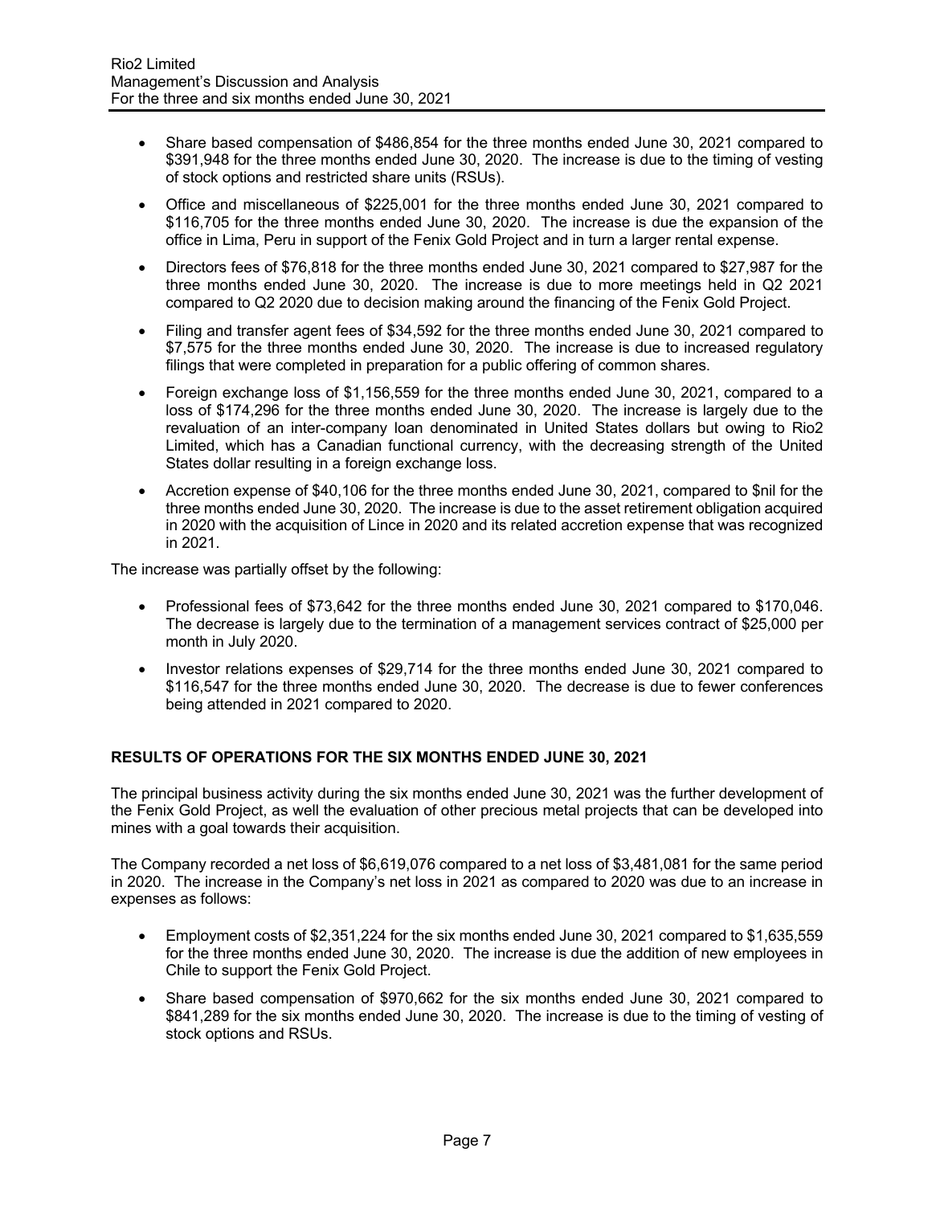- Share based compensation of $486,854 for the three months ended June 30, 2021 compared to $391,948 for the three months ended June 30, 2020. The increase is due to the timing of vesting of stock options and restricted share units (RSUs).
- Office and miscellaneous of $225,001 for the three months ended June 30, 2021 compared to $116,705 for the three months ended June 30, 2020. The increase is due the expansion of the office in Lima, Peru in support of the Fenix Gold Project and in turn a larger rental expense.
- Directors fees of $76,818 for the three months ended June 30, 2021 compared to $27,987 for the three months ended June 30, 2020. The increase is due to more meetings held in Q2 2021 compared to Q2 2020 due to decision making around the financing of the Fenix Gold Project.
- Filing and transfer agent fees of $34,592 for the three months ended June 30, 2021 compared to $7,575 for the three months ended June 30, 2020. The increase is due to increased regulatory filings that were completed in preparation for a public offering of common shares.
- Foreign exchange loss of $1,156,559 for the three months ended June 30, 2021, compared to a loss of $174,296 for the three months ended June 30, 2020. The increase is largely due to the revaluation of an inter-company loan denominated in United States dollars but owing to Rio2 Limited, which has a Canadian functional currency, with the decreasing strength of the United States dollar resulting in a foreign exchange loss.
- Accretion expense of $40,106 for the three months ended June 30, 2021, compared to $nil for the three months ended June 30, 2020. The increase is due to the asset retirement obligation acquired in 2020 with the acquisition of Lince in 2020 and its related accretion expense that was recognized in 2021.

The increase was partially offset by the following:

- Professional fees of $73,642 for the three months ended June 30, 2021 compared to $170,046. The decrease is largely due to the termination of a management services contract of $25,000 per month in July 2020.
- Investor relations expenses of $29,714 for the three months ended June 30, 2021 compared to $116,547 for the three months ended June 30, 2020. The decrease is due to fewer conferences being attended in 2021 compared to 2020.

## RESULTS OF OPERATIONS FOR THE SIX MONTHS ENDED JUNE 30, 2021

The principal business activity during the six months ended June 30, 2021 was the further development of the Fenix Gold Project, as well the evaluation of other precious metal projects that can be developed into mines with a goal towards their acquisition.

The Company recorded a net loss of $6,619,076 compared to a net loss of $3,481,081 for the same period in 2020. The increase in the Company's net loss in 2021 as compared to 2020 was due to an increase in expenses as follows:

- Employment costs of $2,351,224 for the six months ended June 30, 2021 compared to $1,635,559 for the three months ended June 30, 2020. The increase is due the addition of new employees in Chile to support the Fenix Gold Project.
- Share based compensation of $970,662 for the six months ended June 30, 2021 compared to $841,289 for the six months ended June 30, 2020. The increase is due to the timing of vesting of stock options and RSUs.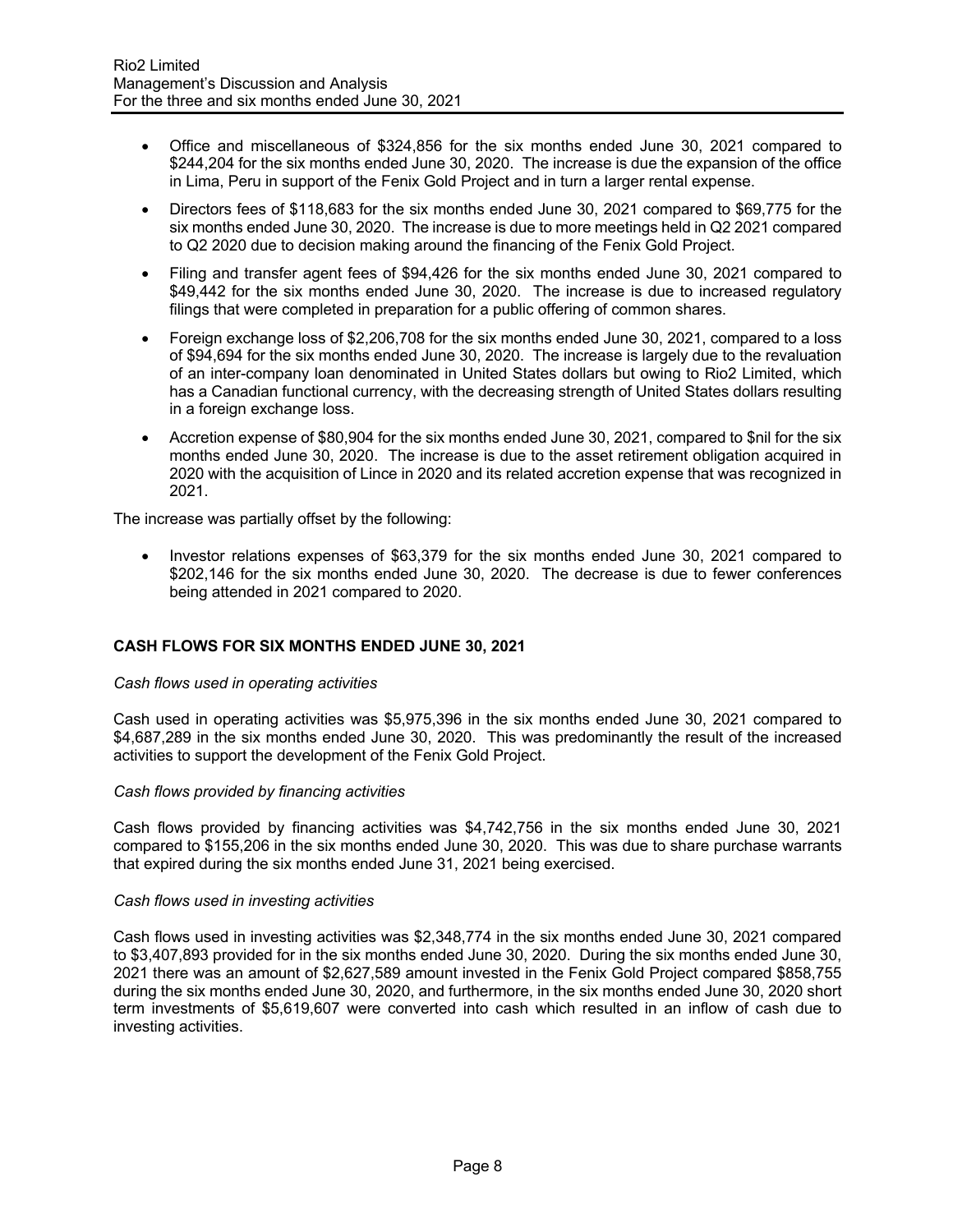- Office and miscellaneous of $324,856 for the six months ended June 30, 2021 compared to $244,204 for the six months ended June 30, 2020. The increase is due the expansion of the office in Lima, Peru in support of the Fenix Gold Project and in turn a larger rental expense.
- Directors fees of $118,683 for the six months ended June 30, 2021 compared to $69,775 for the six months ended June 30, 2020. The increase is due to more meetings held in Q2 2021 compared to Q2 2020 due to decision making around the financing of the Fenix Gold Project.
- Filing and transfer agent fees of $94,426 for the six months ended June 30, 2021 compared to $49,442 for the six months ended June 30, 2020. The increase is due to increased regulatory filings that were completed in preparation for a public offering of common shares.
- Foreign exchange loss of $2,206,708 for the six months ended June 30, 2021, compared to a loss of $94,694 for the six months ended June 30, 2020. The increase is largely due to the revaluation of an inter-company loan denominated in United States dollars but owing to Rio2 Limited, which has a Canadian functional currency, with the decreasing strength of United States dollars resulting in a foreign exchange loss.
- Accretion expense of $80,904 for the six months ended June 30, 2021, compared to $nil for the six months ended June 30, 2020. The increase is due to the asset retirement obligation acquired in 2020 with the acquisition of Lince in 2020 and its related accretion expense that was recognized in 2021.

The increase was partially offset by the following:

- Investor relations expenses of $63,379 for the six months ended June 30, 2021 compared to $202,146 for the six months ended June 30, 2020. The decrease is due to fewer conferences being attended in 2021 compared to 2020.

**CASH FLOWS FOR SIX MONTHS ENDED JUNE 30, 2021**

*Cash flows used in operating activities*

Cash used in operating activities was $5,975,396 in the six months ended June 30, 2021 compared to $4,687,289 in the six months ended June 30, 2020. This was predominantly the result of the increased activities to support the development of the Fenix Gold Project.

*Cash flows provided by financing activities*

Cash flows provided by financing activities was $4,742,756 in the six months ended June 30, 2021 compared to $155,206 in the six months ended June 30, 2020. This was due to share purchase warrants that expired during the six months ended June 31, 2021 being exercised.

*Cash flows used in investing activities*

Cash flows used in investing activities was $2,348,774 in the six months ended June 30, 2021 compared to $3,407,893 provided for in the six months ended June 30, 2020. During the six months ended June 30, 2021 there was an amount of $2,627,589 amount invested in the Fenix Gold Project compared $858,755 during the six months ended June 30, 2020, and furthermore, in the six months ended June 30, 2020 short term investments of $5,619,607 were converted into cash which resulted in an inflow of cash due to investing activities.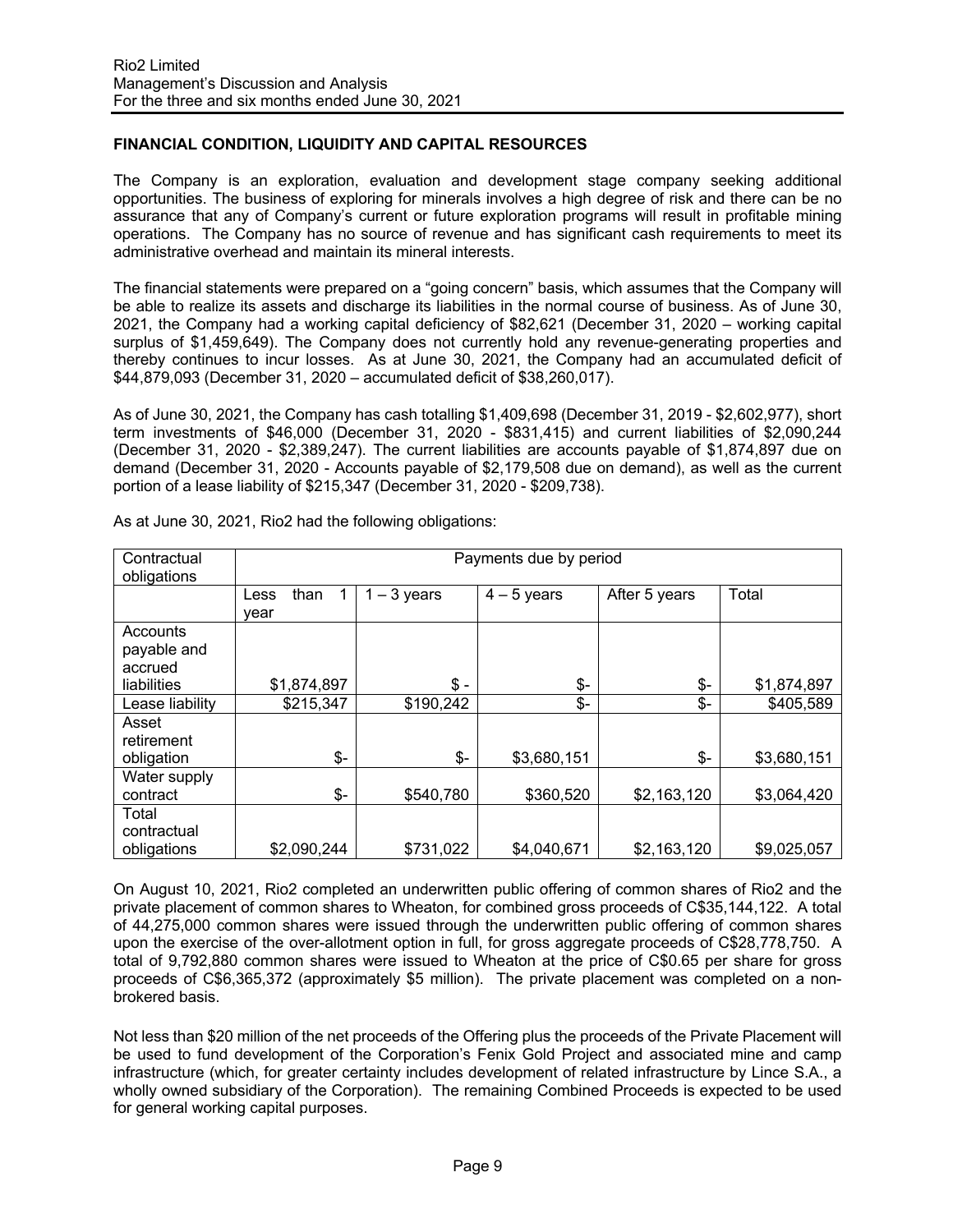## FINANCIAL CONDITION, LIQUIDITY AND CAPITAL RESOURCES

The Company is an exploration, evaluation and development stage company seeking additional opportunities. The business of exploring for minerals involves a high degree of risk and there can be no assurance that any of Company's current or future exploration programs will result in profitable mining operations. The Company has no source of revenue and has significant cash requirements to meet its administrative overhead and maintain its mineral interests.

The financial statements were prepared on a "going concern" basis, which assumes that the Company will be able to realize its assets and discharge its liabilities in the normal course of business. As of June 30, 2021, the Company had a working capital deficiency of $82,621 (December 31, 2020 – working capital surplus of $1,459,649). The Company does not currently hold any revenue-generating properties and thereby continues to incur losses. As at June 30, 2021, the Company had an accumulated deficit of $44,879,093 (December 31, 2020 – accumulated deficit of $38,260,017).

As of June 30, 2021, the Company has cash totalling $1,409,698 (December 31, 2019 - $2,602,977), short term investments of $46,000 (December 31, 2020 - $831,415) and current liabilities of $2,090,244 (December 31, 2020 - $2,389,247). The current liabilities are accounts payable of $1,874,897 due on demand (December 31, 2020 - Accounts payable of $2,179,508 due on demand), as well as the current portion of a lease liability of $215,347 (December 31, 2020 - $209,738).

As at June 30, 2021, Rio2 had the following obligations:

| Contractual obligations | Payments due by period | | | | |
|---|---|---|---|---|---|
| | Less than 1 year | 1 – 3 years | 4 – 5 years | After 5 years | Total |
| Accounts payable and accrued liabilities | $1,874,897 | $ - | $- | $- | $1,874,897 |
| Lease liability | $215,347 | $190,242 | $- | $- | $405,589 |
| Asset retirement obligation | $- | $- | $3,680,151 | $- | $3,680,151 |
| Water supply contract | $- | $540,780 | $360,520 | $2,163,120 | $3,064,420 |
| Total contractual obligations | $2,090,244 | $731,022 | $4,040,671 | $2,163,120 | $9,025,057 |

On August 10, 2021, Rio2 completed an underwritten public offering of common shares of Rio2 and the private placement of common shares to Wheaton, for combined gross proceeds of C$35,144,122. A total of 44,275,000 common shares were issued through the underwritten public offering of common shares upon the exercise of the over-allotment option in full, for gross aggregate proceeds of C$28,778,750. A total of 9,792,880 common shares were issued to Wheaton at the price of C$0.65 per share for gross proceeds of C$6,365,372 (approximately $5 million). The private placement was completed on a non-brokered basis.

Not less than $20 million of the net proceeds of the Offering plus the proceeds of the Private Placement will be used to fund development of the Corporation's Fenix Gold Project and associated mine and camp infrastructure (which, for greater certainty includes development of related infrastructure by Lince S.A., a wholly owned subsidiary of the Corporation). The remaining Combined Proceeds is expected to be used for general working capital purposes.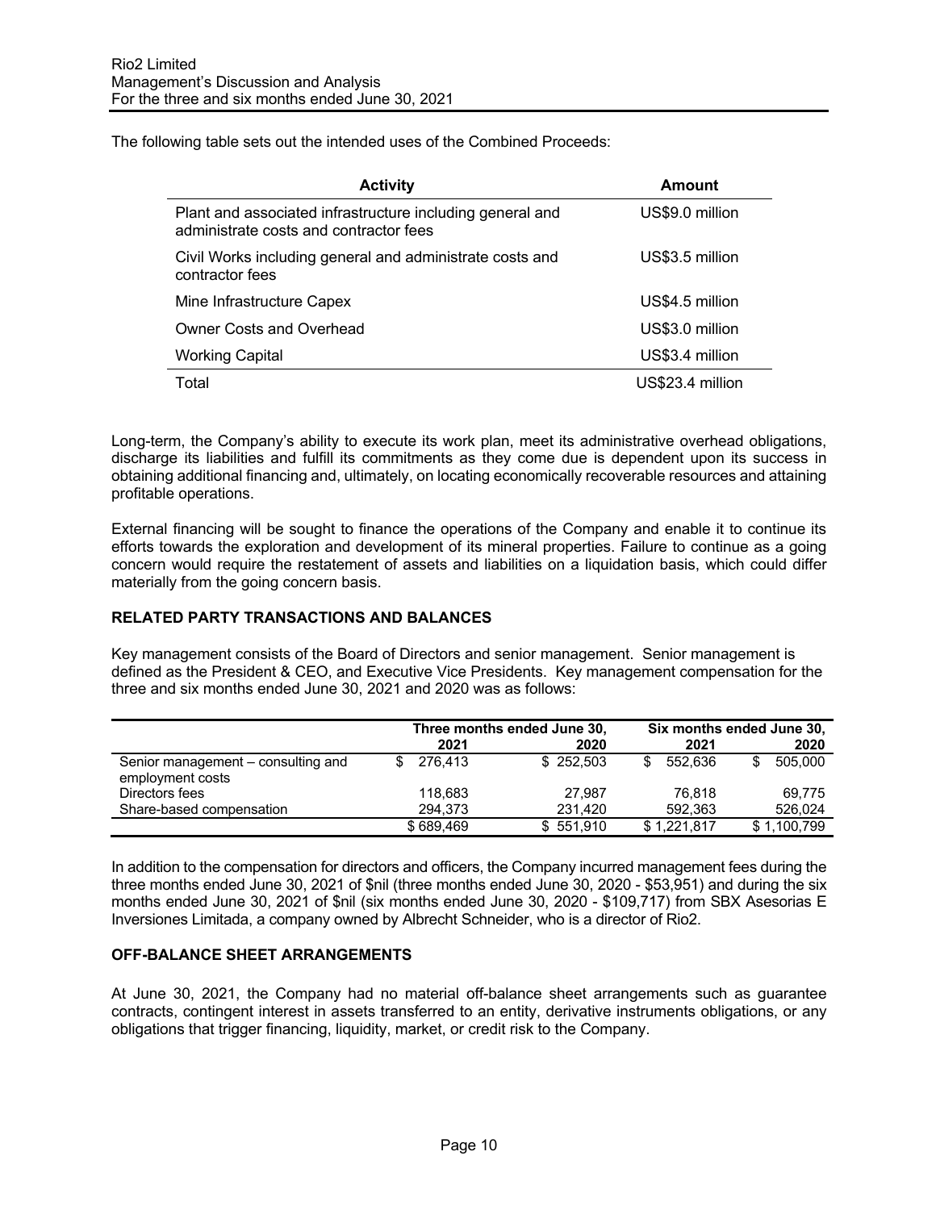The following table sets out the intended uses of the Combined Proceeds:

| Activity | Amount |
|---|---|
| Plant and associated infrastructure including general and administrate costs and contractor fees | US$9.0 million |
| Civil Works including general and administrate costs and contractor fees | US$3.5 million |
| Mine Infrastructure Capex | US$4.5 million |
| Owner Costs and Overhead | US$3.0 million |
| Working Capital | US$3.4 million |
| Total | US$23.4 million |

Long-term, the Company's ability to execute its work plan, meet its administrative overhead obligations, discharge its liabilities and fulfill its commitments as they come due is dependent upon its success in obtaining additional financing and, ultimately, on locating economically recoverable resources and attaining profitable operations.

External financing will be sought to finance the operations of the Company and enable it to continue its efforts towards the exploration and development of its mineral properties. Failure to continue as a going concern would require the restatement of assets and liabilities on a liquidation basis, which could differ materially from the going concern basis.

## RELATED PARTY TRANSACTIONS AND BALANCES

Key management consists of the Board of Directors and senior management. Senior management is defined as the President & CEO, and Executive Vice Presidents. Key management compensation for the three and six months ended June 30, 2021 and 2020 was as follows:

| | Three months ended June 30, | | Six months ended June 30, | |
|---|---|---|---|---|
| | 2021 | 2020 | 2021 | 2020 |
| Senior management – consulting and employment costs | $ 276,413 | $ 252,503 | $ 552,636 | $ 505,000 |
| Directors fees | 118,683 | 27,987 | 76,818 | 69,775 |
| Share-based compensation | 294,373 | 231,420 | 592,363 | 526,024 |
| | $ 689,469 | $ 551,910 | $ 1,221,817 | $ 1,100,799 |

In addition to the compensation for directors and officers, the Company incurred management fees during the three months ended June 30, 2021 of $nil (three months ended June 30, 2020 - $53,951) and during the six months ended June 30, 2021 of $nil (six months ended June 30, 2020 - $109,717) from SBX Asesorias E Inversiones Limitada, a company owned by Albrecht Schneider, who is a director of Rio2.

## OFF-BALANCE SHEET ARRANGEMENTS

At June 30, 2021, the Company had no material off-balance sheet arrangements such as guarantee contracts, contingent interest in assets transferred to an entity, derivative instruments obligations, or any obligations that trigger financing, liquidity, market, or credit risk to the Company.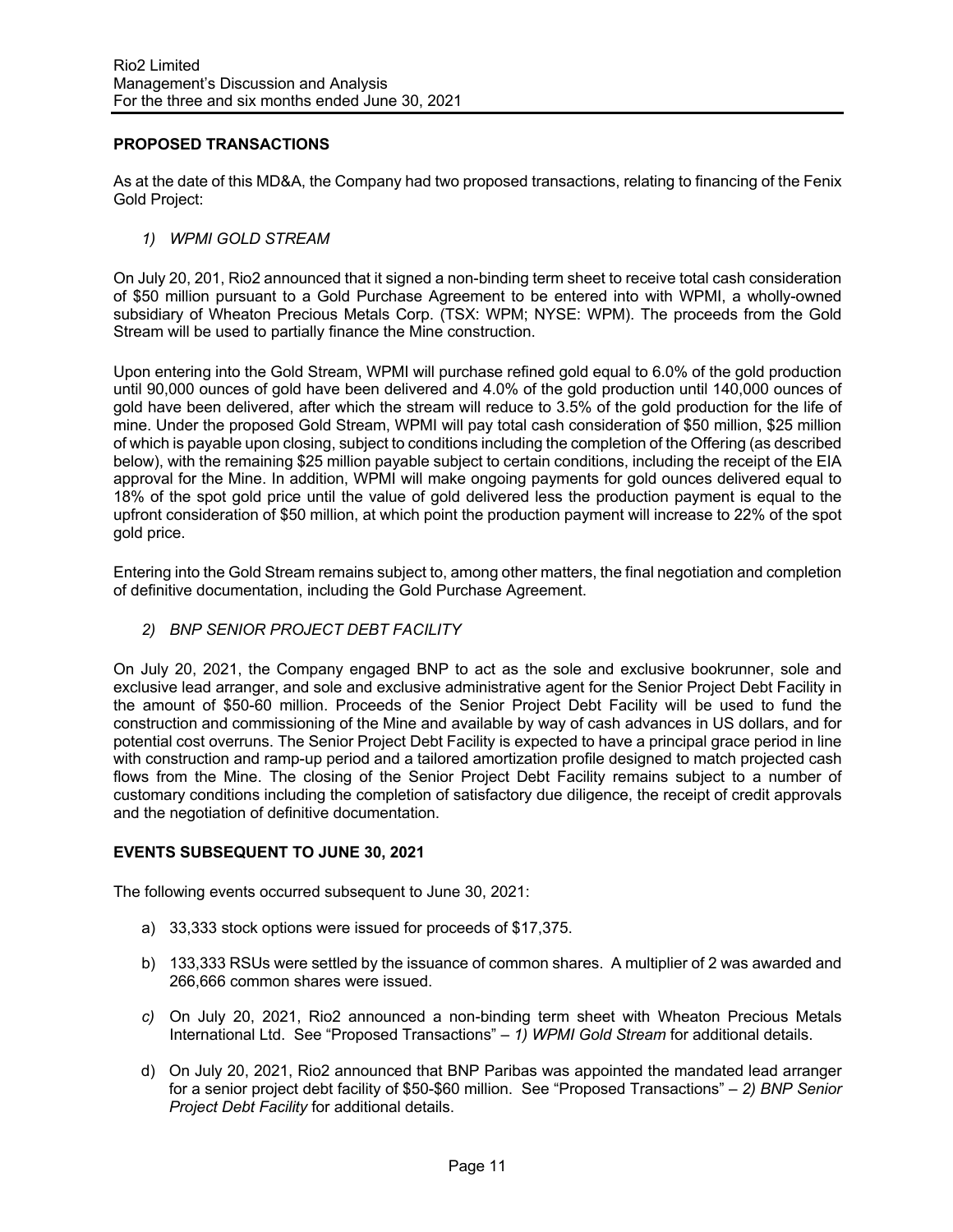## PROPOSED TRANSACTIONS

As at the date of this MD&A, the Company had two proposed transactions, relating to financing of the Fenix Gold Project:

### *1) WPMI GOLD STREAM*

On July 20, 201, Rio2 announced that it signed a non-binding term sheet to receive total cash consideration of $50 million pursuant to a Gold Purchase Agreement to be entered into with WPMI, a wholly-owned subsidiary of Wheaton Precious Metals Corp. (TSX: WPM; NYSE: WPM). The proceeds from the Gold Stream will be used to partially finance the Mine construction.

Upon entering into the Gold Stream, WPMI will purchase refined gold equal to 6.0% of the gold production until 90,000 ounces of gold have been delivered and 4.0% of the gold production until 140,000 ounces of gold have been delivered, after which the stream will reduce to 3.5% of the gold production for the life of mine. Under the proposed Gold Stream, WPMI will pay total cash consideration of $50 million, $25 million of which is payable upon closing, subject to conditions including the completion of the Offering (as described below), with the remaining $25 million payable subject to certain conditions, including the receipt of the EIA approval for the Mine. In addition, WPMI will make ongoing payments for gold ounces delivered equal to 18% of the spot gold price until the value of gold delivered less the production payment is equal to the upfront consideration of $50 million, at which point the production payment will increase to 22% of the spot gold price.

Entering into the Gold Stream remains subject to, among other matters, the final negotiation and completion of definitive documentation, including the Gold Purchase Agreement.

### *2) BNP SENIOR PROJECT DEBT FACILITY*

On July 20, 2021, the Company engaged BNP to act as the sole and exclusive bookrunner, sole and exclusive lead arranger, and sole and exclusive administrative agent for the Senior Project Debt Facility in the amount of $50-60 million. Proceeds of the Senior Project Debt Facility will be used to fund the construction and commissioning of the Mine and available by way of cash advances in US dollars, and for potential cost overruns. The Senior Project Debt Facility is expected to have a principal grace period in line with construction and ramp-up period and a tailored amortization profile designed to match projected cash flows from the Mine. The closing of the Senior Project Debt Facility remains subject to a number of customary conditions including the completion of satisfactory due diligence, the receipt of credit approvals and the negotiation of definitive documentation.

## EVENTS SUBSEQUENT TO JUNE 30, 2021

The following events occurred subsequent to June 30, 2021:

a) 33,333 stock options were issued for proceeds of $17,375.

b) 133,333 RSUs were settled by the issuance of common shares. A multiplier of 2 was awarded and 266,666 common shares were issued.

*c)* On July 20, 2021, Rio2 announced a non-binding term sheet with Wheaton Precious Metals International Ltd. See "Proposed Transactions" – *1) WPMI Gold Stream* for additional details.

d) On July 20, 2021, Rio2 announced that BNP Paribas was appointed the mandated lead arranger for a senior project debt facility of $50-$60 million. See "Proposed Transactions" – *2) BNP Senior Project Debt Facility* for additional details.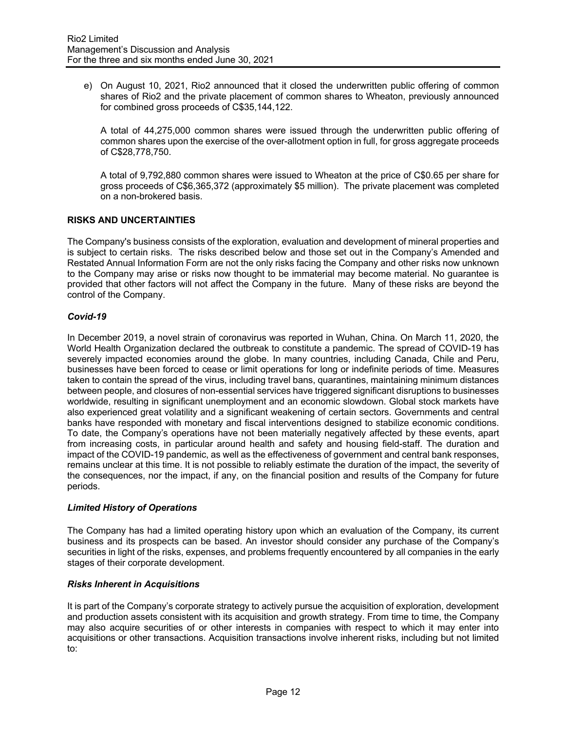e) On August 10, 2021, Rio2 announced that it closed the underwritten public offering of common shares of Rio2 and the private placement of common shares to Wheaton, previously announced for combined gross proceeds of C$35,144,122.

   A total of 44,275,000 common shares were issued through the underwritten public offering of common shares upon the exercise of the over-allotment option in full, for gross aggregate proceeds of C$28,778,750.

   A total of 9,792,880 common shares were issued to Wheaton at the price of C$0.65 per share for gross proceeds of C$6,365,372 (approximately $5 million). The private placement was completed on a non-brokered basis.

## RISKS AND UNCERTAINTIES

The Company's business consists of the exploration, evaluation and development of mineral properties and is subject to certain risks. The risks described below and those set out in the Company's Amended and Restated Annual Information Form are not the only risks facing the Company and other risks now unknown to the Company may arise or risks now thought to be immaterial may become material. No guarantee is provided that other factors will not affect the Company in the future. Many of these risks are beyond the control of the Company.

### *Covid-19*

In December 2019, a novel strain of coronavirus was reported in Wuhan, China. On March 11, 2020, the World Health Organization declared the outbreak to constitute a pandemic. The spread of COVID-19 has severely impacted economies around the globe. In many countries, including Canada, Chile and Peru, businesses have been forced to cease or limit operations for long or indefinite periods of time. Measures taken to contain the spread of the virus, including travel bans, quarantines, maintaining minimum distances between people, and closures of non-essential services have triggered significant disruptions to businesses worldwide, resulting in significant unemployment and an economic slowdown. Global stock markets have also experienced great volatility and a significant weakening of certain sectors. Governments and central banks have responded with monetary and fiscal interventions designed to stabilize economic conditions. To date, the Company's operations have not been materially negatively affected by these events, apart from increasing costs, in particular around health and safety and housing field-staff. The duration and impact of the COVID-19 pandemic, as well as the effectiveness of government and central bank responses, remains unclear at this time. It is not possible to reliably estimate the duration of the impact, the severity of the consequences, nor the impact, if any, on the financial position and results of the Company for future periods.

### *Limited History of Operations*

The Company has had a limited operating history upon which an evaluation of the Company, its current business and its prospects can be based. An investor should consider any purchase of the Company's securities in light of the risks, expenses, and problems frequently encountered by all companies in the early stages of their corporate development.

### *Risks Inherent in Acquisitions*

It is part of the Company's corporate strategy to actively pursue the acquisition of exploration, development and production assets consistent with its acquisition and growth strategy. From time to time, the Company may also acquire securities of or other interests in companies with respect to which it may enter into acquisitions or other transactions. Acquisition transactions involve inherent risks, including but not limited to: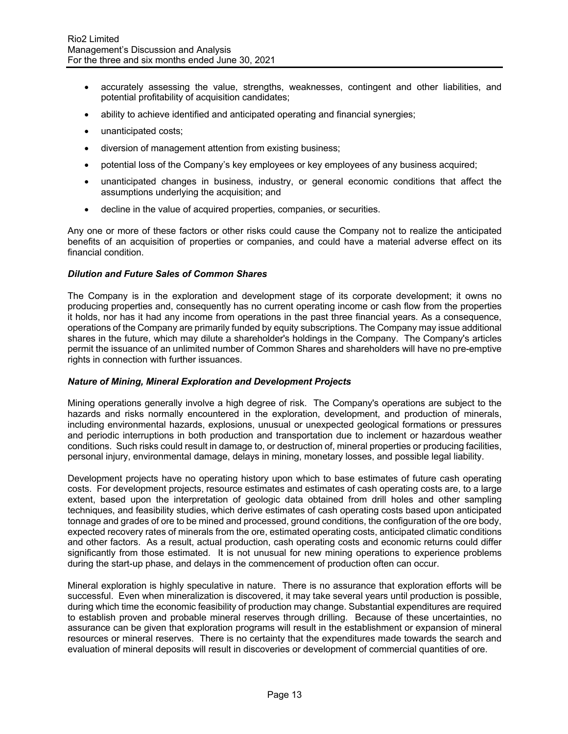- accurately assessing the value, strengths, weaknesses, contingent and other liabilities, and potential profitability of acquisition candidates;
- ability to achieve identified and anticipated operating and financial synergies;
- unanticipated costs;
- diversion of management attention from existing business;
- potential loss of the Company's key employees or key employees of any business acquired;
- unanticipated changes in business, industry, or general economic conditions that affect the assumptions underlying the acquisition; and
- decline in the value of acquired properties, companies, or securities.

Any one or more of these factors or other risks could cause the Company not to realize the anticipated benefits of an acquisition of properties or companies, and could have a material adverse effect on its financial condition.

***Dilution and Future Sales of Common Shares***

The Company is in the exploration and development stage of its corporate development; it owns no producing properties and, consequently has no current operating income or cash flow from the properties it holds, nor has it had any income from operations in the past three financial years. As a consequence, operations of the Company are primarily funded by equity subscriptions. The Company may issue additional shares in the future, which may dilute a shareholder's holdings in the Company. The Company's articles permit the issuance of an unlimited number of Common Shares and shareholders will have no pre-emptive rights in connection with further issuances.

***Nature of Mining, Mineral Exploration and Development Projects***

Mining operations generally involve a high degree of risk. The Company's operations are subject to the hazards and risks normally encountered in the exploration, development, and production of minerals, including environmental hazards, explosions, unusual or unexpected geological formations or pressures and periodic interruptions in both production and transportation due to inclement or hazardous weather conditions. Such risks could result in damage to, or destruction of, mineral properties or producing facilities, personal injury, environmental damage, delays in mining, monetary losses, and possible legal liability.

Development projects have no operating history upon which to base estimates of future cash operating costs. For development projects, resource estimates and estimates of cash operating costs are, to a large extent, based upon the interpretation of geologic data obtained from drill holes and other sampling techniques, and feasibility studies, which derive estimates of cash operating costs based upon anticipated tonnage and grades of ore to be mined and processed, ground conditions, the configuration of the ore body, expected recovery rates of minerals from the ore, estimated operating costs, anticipated climatic conditions and other factors. As a result, actual production, cash operating costs and economic returns could differ significantly from those estimated. It is not unusual for new mining operations to experience problems during the start-up phase, and delays in the commencement of production often can occur.

Mineral exploration is highly speculative in nature. There is no assurance that exploration efforts will be successful. Even when mineralization is discovered, it may take several years until production is possible, during which time the economic feasibility of production may change. Substantial expenditures are required to establish proven and probable mineral reserves through drilling. Because of these uncertainties, no assurance can be given that exploration programs will result in the establishment or expansion of mineral resources or mineral reserves. There is no certainty that the expenditures made towards the search and evaluation of mineral deposits will result in discoveries or development of commercial quantities of ore.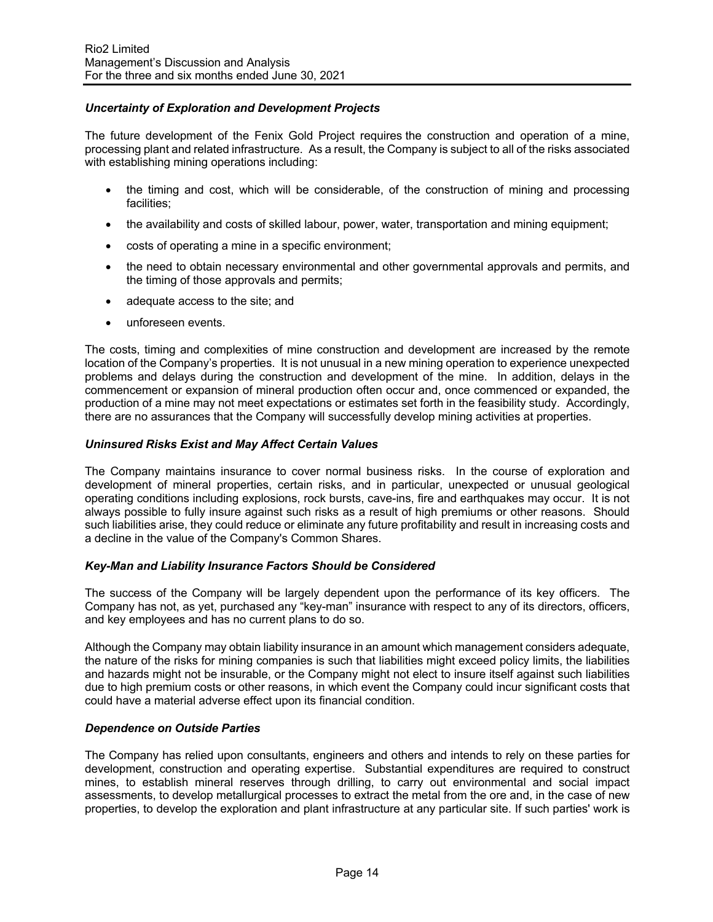### *Uncertainty of Exploration and Development Projects*

The future development of the Fenix Gold Project requires the construction and operation of a mine, processing plant and related infrastructure. As a result, the Company is subject to all of the risks associated with establishing mining operations including:

- the timing and cost, which will be considerable, of the construction of mining and processing facilities;
- the availability and costs of skilled labour, power, water, transportation and mining equipment;
- costs of operating a mine in a specific environment;
- the need to obtain necessary environmental and other governmental approvals and permits, and the timing of those approvals and permits;
- adequate access to the site; and
- unforeseen events.

The costs, timing and complexities of mine construction and development are increased by the remote location of the Company's properties. It is not unusual in a new mining operation to experience unexpected problems and delays during the construction and development of the mine. In addition, delays in the commencement or expansion of mineral production often occur and, once commenced or expanded, the production of a mine may not meet expectations or estimates set forth in the feasibility study. Accordingly, there are no assurances that the Company will successfully develop mining activities at properties.

### *Uninsured Risks Exist and May Affect Certain Values*

The Company maintains insurance to cover normal business risks. In the course of exploration and development of mineral properties, certain risks, and in particular, unexpected or unusual geological operating conditions including explosions, rock bursts, cave-ins, fire and earthquakes may occur. It is not always possible to fully insure against such risks as a result of high premiums or other reasons. Should such liabilities arise, they could reduce or eliminate any future profitability and result in increasing costs and a decline in the value of the Company's Common Shares.

### *Key-Man and Liability Insurance Factors Should be Considered*

The success of the Company will be largely dependent upon the performance of its key officers. The Company has not, as yet, purchased any "key-man" insurance with respect to any of its directors, officers, and key employees and has no current plans to do so.

Although the Company may obtain liability insurance in an amount which management considers adequate, the nature of the risks for mining companies is such that liabilities might exceed policy limits, the liabilities and hazards might not be insurable, or the Company might not elect to insure itself against such liabilities due to high premium costs or other reasons, in which event the Company could incur significant costs that could have a material adverse effect upon its financial condition.

### *Dependence on Outside Parties*

The Company has relied upon consultants, engineers and others and intends to rely on these parties for development, construction and operating expertise. Substantial expenditures are required to construct mines, to establish mineral reserves through drilling, to carry out environmental and social impact assessments, to develop metallurgical processes to extract the metal from the ore and, in the case of new properties, to develop the exploration and plant infrastructure at any particular site. If such parties' work is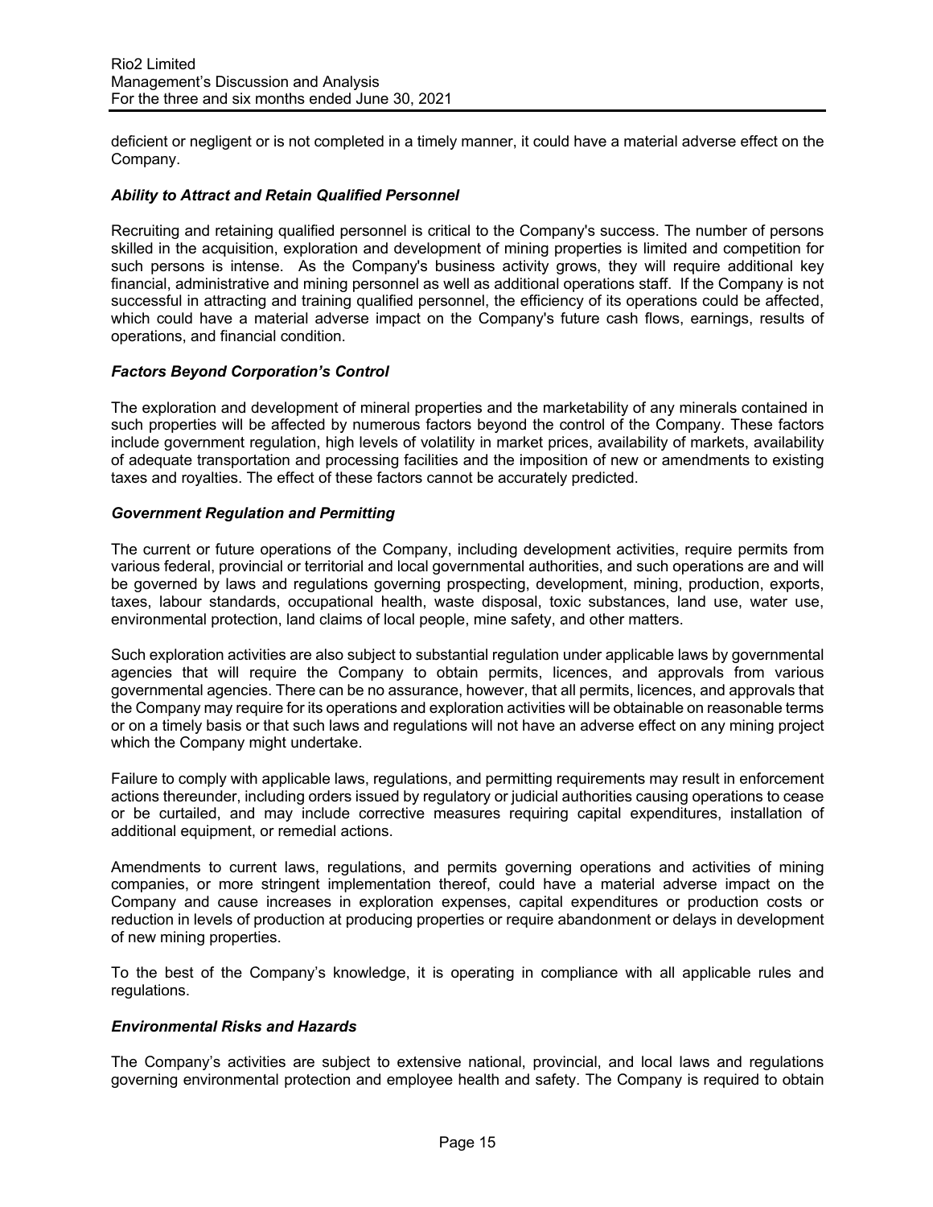deficient or negligent or is not completed in a timely manner, it could have a material adverse effect on the Company.

### *Ability to Attract and Retain Qualified Personnel*

Recruiting and retaining qualified personnel is critical to the Company's success. The number of persons skilled in the acquisition, exploration and development of mining properties is limited and competition for such persons is intense. As the Company's business activity grows, they will require additional key financial, administrative and mining personnel as well as additional operations staff. If the Company is not successful in attracting and training qualified personnel, the efficiency of its operations could be affected, which could have a material adverse impact on the Company's future cash flows, earnings, results of operations, and financial condition.

### *Factors Beyond Corporation's Control*

The exploration and development of mineral properties and the marketability of any minerals contained in such properties will be affected by numerous factors beyond the control of the Company. These factors include government regulation, high levels of volatility in market prices, availability of markets, availability of adequate transportation and processing facilities and the imposition of new or amendments to existing taxes and royalties. The effect of these factors cannot be accurately predicted.

### *Government Regulation and Permitting*

The current or future operations of the Company, including development activities, require permits from various federal, provincial or territorial and local governmental authorities, and such operations are and will be governed by laws and regulations governing prospecting, development, mining, production, exports, taxes, labour standards, occupational health, waste disposal, toxic substances, land use, water use, environmental protection, land claims of local people, mine safety, and other matters.

Such exploration activities are also subject to substantial regulation under applicable laws by governmental agencies that will require the Company to obtain permits, licences, and approvals from various governmental agencies. There can be no assurance, however, that all permits, licences, and approvals that the Company may require for its operations and exploration activities will be obtainable on reasonable terms or on a timely basis or that such laws and regulations will not have an adverse effect on any mining project which the Company might undertake.

Failure to comply with applicable laws, regulations, and permitting requirements may result in enforcement actions thereunder, including orders issued by regulatory or judicial authorities causing operations to cease or be curtailed, and may include corrective measures requiring capital expenditures, installation of additional equipment, or remedial actions.

Amendments to current laws, regulations, and permits governing operations and activities of mining companies, or more stringent implementation thereof, could have a material adverse impact on the Company and cause increases in exploration expenses, capital expenditures or production costs or reduction in levels of production at producing properties or require abandonment or delays in development of new mining properties.

To the best of the Company's knowledge, it is operating in compliance with all applicable rules and regulations.

### *Environmental Risks and Hazards*

The Company's activities are subject to extensive national, provincial, and local laws and regulations governing environmental protection and employee health and safety. The Company is required to obtain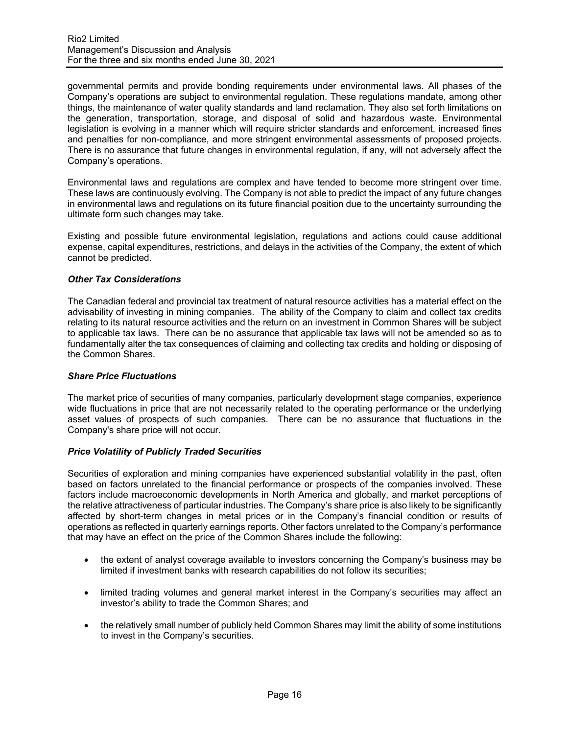governmental permits and provide bonding requirements under environmental laws. All phases of the Company's operations are subject to environmental regulation. These regulations mandate, among other things, the maintenance of water quality standards and land reclamation. They also set forth limitations on the generation, transportation, storage, and disposal of solid and hazardous waste. Environmental legislation is evolving in a manner which will require stricter standards and enforcement, increased fines and penalties for non-compliance, and more stringent environmental assessments of proposed projects. There is no assurance that future changes in environmental regulation, if any, will not adversely affect the Company's operations.

Environmental laws and regulations are complex and have tended to become more stringent over time. These laws are continuously evolving. The Company is not able to predict the impact of any future changes in environmental laws and regulations on its future financial position due to the uncertainty surrounding the ultimate form such changes may take.

Existing and possible future environmental legislation, regulations and actions could cause additional expense, capital expenditures, restrictions, and delays in the activities of the Company, the extent of which cannot be predicted.

### *Other Tax Considerations*

The Canadian federal and provincial tax treatment of natural resource activities has a material effect on the advisability of investing in mining companies. The ability of the Company to claim and collect tax credits relating to its natural resource activities and the return on an investment in Common Shares will be subject to applicable tax laws. There can be no assurance that applicable tax laws will not be amended so as to fundamentally alter the tax consequences of claiming and collecting tax credits and holding or disposing of the Common Shares.

### *Share Price Fluctuations*

The market price of securities of many companies, particularly development stage companies, experience wide fluctuations in price that are not necessarily related to the operating performance or the underlying asset values of prospects of such companies. There can be no assurance that fluctuations in the Company's share price will not occur.

### *Price Volatility of Publicly Traded Securities*

Securities of exploration and mining companies have experienced substantial volatility in the past, often based on factors unrelated to the financial performance or prospects of the companies involved. These factors include macroeconomic developments in North America and globally, and market perceptions of the relative attractiveness of particular industries. The Company's share price is also likely to be significantly affected by short-term changes in metal prices or in the Company's financial condition or results of operations as reflected in quarterly earnings reports. Other factors unrelated to the Company's performance that may have an effect on the price of the Common Shares include the following:

- the extent of analyst coverage available to investors concerning the Company's business may be limited if investment banks with research capabilities do not follow its securities;
- limited trading volumes and general market interest in the Company's securities may affect an investor's ability to trade the Common Shares; and
- the relatively small number of publicly held Common Shares may limit the ability of some institutions to invest in the Company's securities.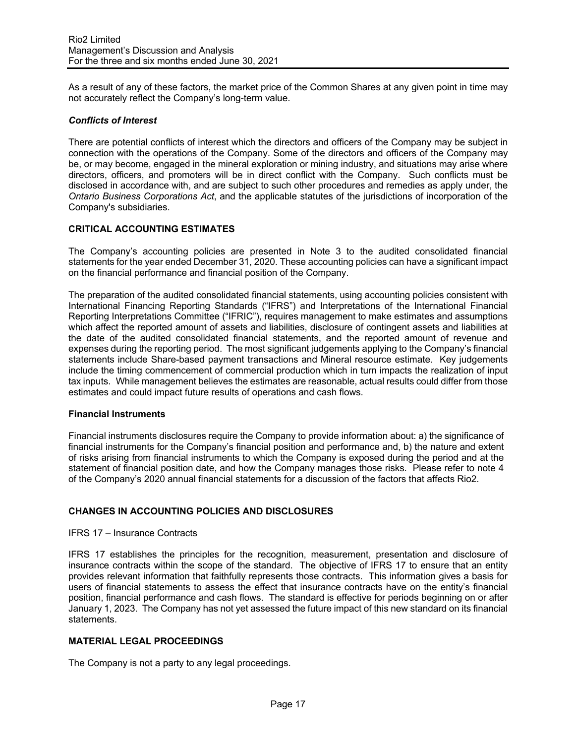As a result of any of these factors, the market price of the Common Shares at any given point in time may not accurately reflect the Company's long-term value.

### *Conflicts of Interest*

There are potential conflicts of interest which the directors and officers of the Company may be subject in connection with the operations of the Company. Some of the directors and officers of the Company may be, or may become, engaged in the mineral exploration or mining industry, and situations may arise where directors, officers, and promoters will be in direct conflict with the Company. Such conflicts must be disclosed in accordance with, and are subject to such other procedures and remedies as apply under, the *Ontario Business Corporations Act*, and the applicable statutes of the jurisdictions of incorporation of the Company's subsidiaries.

## CRITICAL ACCOUNTING ESTIMATES

The Company's accounting policies are presented in Note 3 to the audited consolidated financial statements for the year ended December 31, 2020. These accounting policies can have a significant impact on the financial performance and financial position of the Company.

The preparation of the audited consolidated financial statements, using accounting policies consistent with International Financing Reporting Standards ("IFRS") and Interpretations of the International Financial Reporting Interpretations Committee ("IFRIC"), requires management to make estimates and assumptions which affect the reported amount of assets and liabilities, disclosure of contingent assets and liabilities at the date of the audited consolidated financial statements, and the reported amount of revenue and expenses during the reporting period. The most significant judgements applying to the Company's financial statements include Share-based payment transactions and Mineral resource estimate. Key judgements include the timing commencement of commercial production which in turn impacts the realization of input tax inputs. While management believes the estimates are reasonable, actual results could differ from those estimates and could impact future results of operations and cash flows.

### Financial Instruments

Financial instruments disclosures require the Company to provide information about: a) the significance of financial instruments for the Company's financial position and performance and, b) the nature and extent of risks arising from financial instruments to which the Company is exposed during the period and at the statement of financial position date, and how the Company manages those risks. Please refer to note 4 of the Company's 2020 annual financial statements for a discussion of the factors that affects Rio2.

## CHANGES IN ACCOUNTING POLICIES AND DISCLOSURES

IFRS 17 – Insurance Contracts

IFRS 17 establishes the principles for the recognition, measurement, presentation and disclosure of insurance contracts within the scope of the standard. The objective of IFRS 17 to ensure that an entity provides relevant information that faithfully represents those contracts. This information gives a basis for users of financial statements to assess the effect that insurance contracts have on the entity's financial position, financial performance and cash flows. The standard is effective for periods beginning on or after January 1, 2023. The Company has not yet assessed the future impact of this new standard on its financial statements.

## MATERIAL LEGAL PROCEEDINGS

The Company is not a party to any legal proceedings.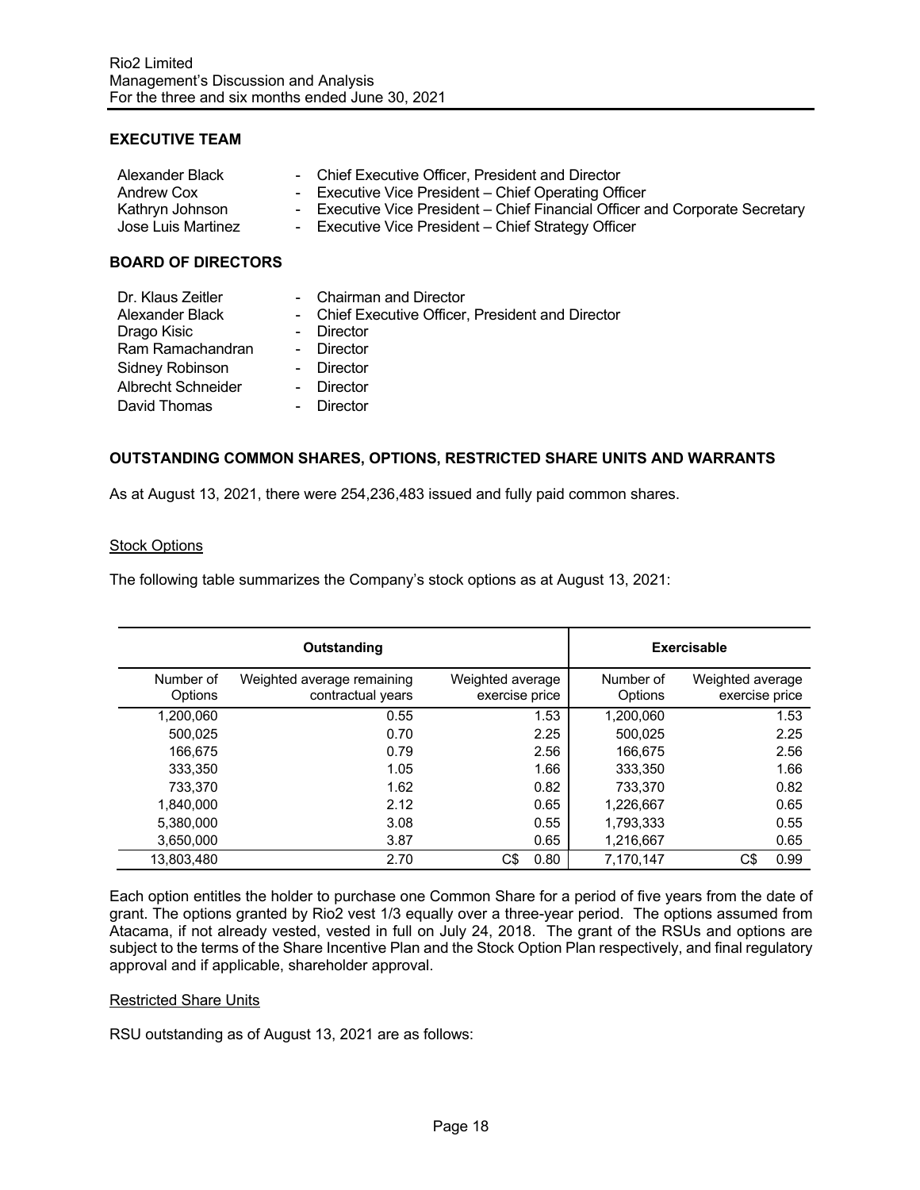## EXECUTIVE TEAM

Alexander Black - Chief Executive Officer, President and Director
Andrew Cox - Executive Vice President – Chief Operating Officer
Kathryn Johnson - Executive Vice President – Chief Financial Officer and Corporate Secretary
Jose Luis Martinez - Executive Vice President – Chief Strategy Officer

## BOARD OF DIRECTORS

Dr. Klaus Zeitler - Chairman and Director
Alexander Black - Chief Executive Officer, President and Director
Drago Kisic - Director
Ram Ramachandran - Director
Sidney Robinson - Director
Albrecht Schneider - Director
David Thomas - Director

## OUTSTANDING COMMON SHARES, OPTIONS, RESTRICTED SHARE UNITS AND WARRANTS

As at August 13, 2021, there were 254,236,483 issued and fully paid common shares.

Stock Options

The following table summarizes the Company's stock options as at August 13, 2021:

| Outstanding | | | Exercisable | |
|---|---|---|---|---|
| Number of Options | Weighted average remaining contractual years | Weighted average exercise price | Number of Options | Weighted average exercise price |
| 1,200,060 | 0.55 | 1.53 | 1,200,060 | 1.53 |
| 500,025 | 0.70 | 2.25 | 500,025 | 2.25 |
| 166,675 | 0.79 | 2.56 | 166,675 | 2.56 |
| 333,350 | 1.05 | 1.66 | 333,350 | 1.66 |
| 733,370 | 1.62 | 0.82 | 733,370 | 0.82 |
| 1,840,000 | 2.12 | 0.65 | 1,226,667 | 0.65 |
| 5,380,000 | 3.08 | 0.55 | 1,793,333 | 0.55 |
| 3,650,000 | 3.87 | 0.65 | 1,216,667 | 0.65 |
| 13,803,480 | 2.70 | C$ 0.80 | 7,170,147 | C$ 0.99 |

Each option entitles the holder to purchase one Common Share for a period of five years from the date of grant. The options granted by Rio2 vest 1/3 equally over a three-year period. The options assumed from Atacama, if not already vested, vested in full on July 24, 2018. The grant of the RSUs and options are subject to the terms of the Share Incentive Plan and the Stock Option Plan respectively, and final regulatory approval and if applicable, shareholder approval.

Restricted Share Units

RSU outstanding as of August 13, 2021 are as follows: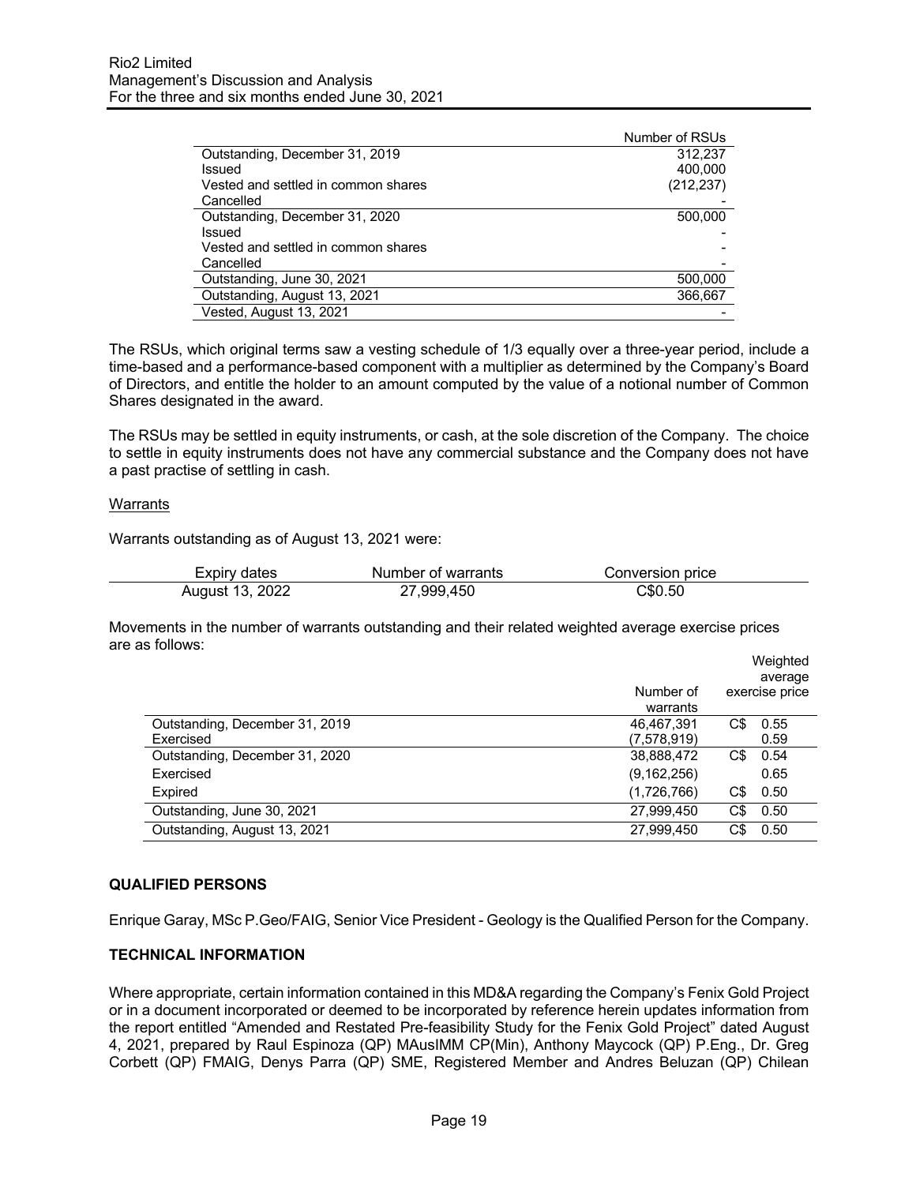| | Number of RSUs |
|---|---|
| Outstanding, December 31, 2019 | 312,237 |
| Issued | 400,000 |
| Vested and settled in common shares | (212,237) |
| Cancelled | - |
| Outstanding, December 31, 2020 | 500,000 |
| Issued | - |
| Vested and settled in common shares | - |
| Cancelled | - |
| Outstanding, June 30, 2021 | 500,000 |
| Outstanding, August 13, 2021 | 366,667 |
| Vested, August 13, 2021 | - |

The RSUs, which original terms saw a vesting schedule of 1/3 equally over a three-year period, include a time-based and a performance-based component with a multiplier as determined by the Company's Board of Directors, and entitle the holder to an amount computed by the value of a notional number of Common Shares designated in the award.

The RSUs may be settled in equity instruments, or cash, at the sole discretion of the Company. The choice to settle in equity instruments does not have any commercial substance and the Company does not have a past practise of settling in cash.

Warrants

Warrants outstanding as of August 13, 2021 were:

| Expiry dates | Number of warrants | Conversion price |
|---|---|---|
| August 13, 2022 | 27,999,450 | C$0.50 |

Movements in the number of warrants outstanding and their related weighted average exercise prices are as follows:

| | Number of warrants | Weighted average exercise price |
|---|---|---|
| Outstanding, December 31, 2019 | 46,467,391 | C$ 0.55 |
| Exercised | (7,578,919) | 0.59 |
| Outstanding, December 31, 2020 | 38,888,472 | C$ 0.54 |
| Exercised | (9,162,256) | 0.65 |
| Expired | (1,726,766) | C$ 0.50 |
| Outstanding, June 30, 2021 | 27,999,450 | C$ 0.50 |
| Outstanding, August 13, 2021 | 27,999,450 | C$ 0.50 |

**QUALIFIED PERSONS**

Enrique Garay, MSc P.Geo/FAIG, Senior Vice President - Geology is the Qualified Person for the Company.

**TECHNICAL INFORMATION**

Where appropriate, certain information contained in this MD&A regarding the Company's Fenix Gold Project or in a document incorporated or deemed to be incorporated by reference herein updates information from the report entitled "Amended and Restated Pre-feasibility Study for the Fenix Gold Project" dated August 4, 2021, prepared by Raul Espinoza (QP) MAusIMM CP(Min), Anthony Maycock (QP) P.Eng., Dr. Greg Corbett (QP) FMAIG, Denys Parra (QP) SME, Registered Member and Andres Beluzan (QP) Chilean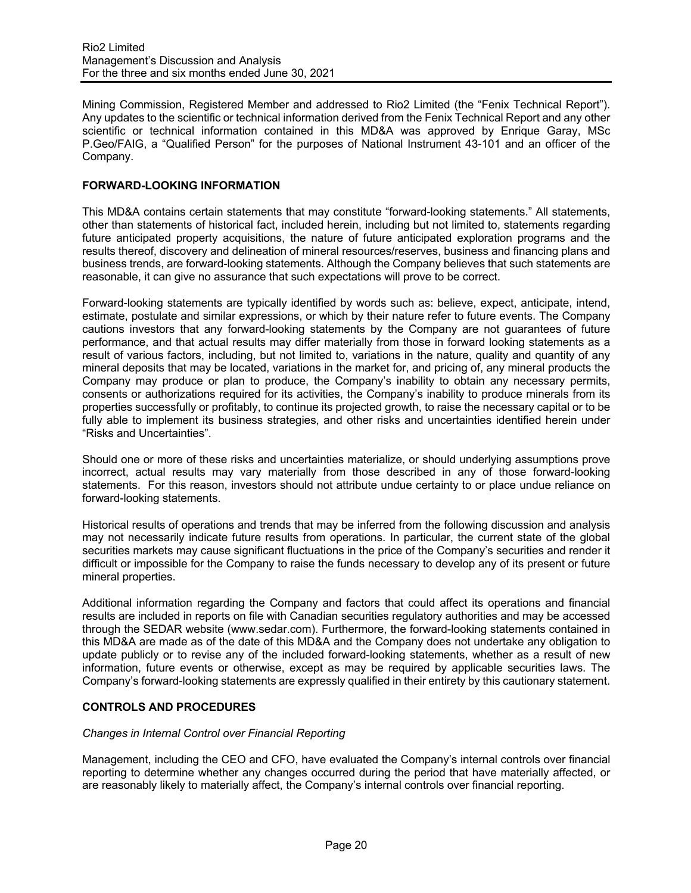Mining Commission, Registered Member and addressed to Rio2 Limited (the "Fenix Technical Report"). Any updates to the scientific or technical information derived from the Fenix Technical Report and any other scientific or technical information contained in this MD&A was approved by Enrique Garay, MSc P.Geo/FAIG, a "Qualified Person" for the purposes of National Instrument 43-101 and an officer of the Company.

## FORWARD-LOOKING INFORMATION

This MD&A contains certain statements that may constitute "forward-looking statements." All statements, other than statements of historical fact, included herein, including but not limited to, statements regarding future anticipated property acquisitions, the nature of future anticipated exploration programs and the results thereof, discovery and delineation of mineral resources/reserves, business and financing plans and business trends, are forward-looking statements. Although the Company believes that such statements are reasonable, it can give no assurance that such expectations will prove to be correct.

Forward-looking statements are typically identified by words such as: believe, expect, anticipate, intend, estimate, postulate and similar expressions, or which by their nature refer to future events. The Company cautions investors that any forward-looking statements by the Company are not guarantees of future performance, and that actual results may differ materially from those in forward looking statements as a result of various factors, including, but not limited to, variations in the nature, quality and quantity of any mineral deposits that may be located, variations in the market for, and pricing of, any mineral products the Company may produce or plan to produce, the Company's inability to obtain any necessary permits, consents or authorizations required for its activities, the Company's inability to produce minerals from its properties successfully or profitably, to continue its projected growth, to raise the necessary capital or to be fully able to implement its business strategies, and other risks and uncertainties identified herein under "Risks and Uncertainties".

Should one or more of these risks and uncertainties materialize, or should underlying assumptions prove incorrect, actual results may vary materially from those described in any of those forward-looking statements. For this reason, investors should not attribute undue certainty to or place undue reliance on forward-looking statements.

Historical results of operations and trends that may be inferred from the following discussion and analysis may not necessarily indicate future results from operations. In particular, the current state of the global securities markets may cause significant fluctuations in the price of the Company's securities and render it difficult or impossible for the Company to raise the funds necessary to develop any of its present or future mineral properties.

Additional information regarding the Company and factors that could affect its operations and financial results are included in reports on file with Canadian securities regulatory authorities and may be accessed through the SEDAR website (www.sedar.com). Furthermore, the forward-looking statements contained in this MD&A are made as of the date of this MD&A and the Company does not undertake any obligation to update publicly or to revise any of the included forward-looking statements, whether as a result of new information, future events or otherwise, except as may be required by applicable securities laws. The Company's forward-looking statements are expressly qualified in their entirety by this cautionary statement.

## CONTROLS AND PROCEDURES

*Changes in Internal Control over Financial Reporting*

Management, including the CEO and CFO, have evaluated the Company's internal controls over financial reporting to determine whether any changes occurred during the period that have materially affected, or are reasonably likely to materially affect, the Company's internal controls over financial reporting.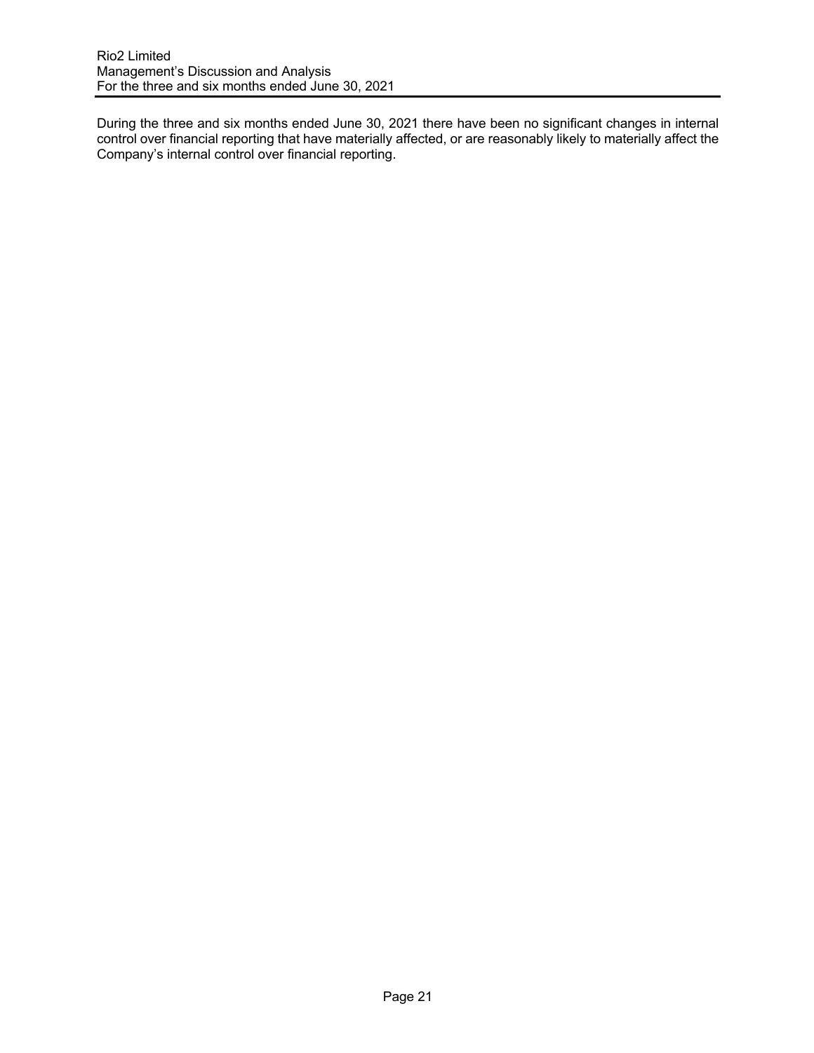During the three and six months ended June 30, 2021 there have been no significant changes in internal control over financial reporting that have materially affected, or are reasonably likely to materially affect the Company's internal control over financial reporting.